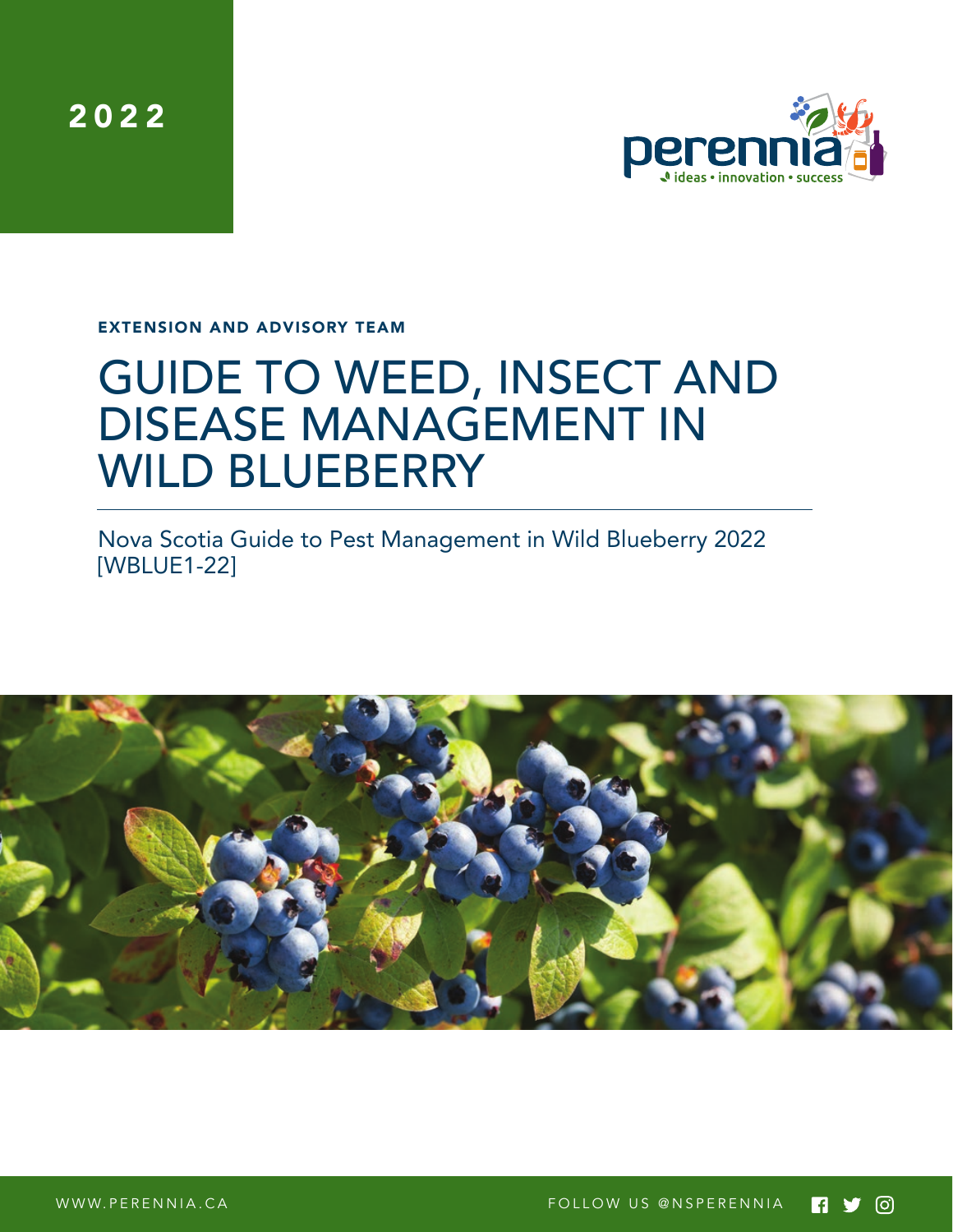2022

perennia
ideas • innovation • success

EXTENSION AND ADVISORY TEAM

# GUIDE TO WEED, INSECT AND DISEASE MANAGEMENT IN WILD BLUEBERRY

Nova Scotia Guide to Pest Management in Wild Blueberry 2022 [WBLUE1-22]

WWW.PERENNIA.CA FOLLOW US @NSPERENNIA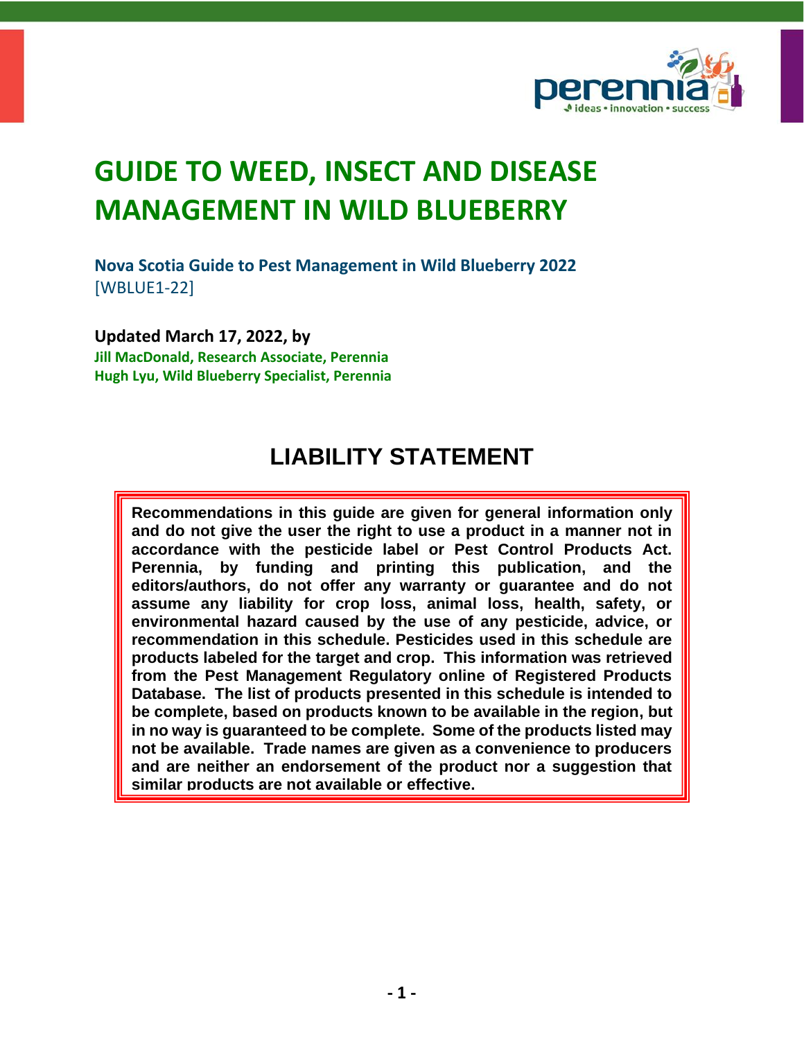# GUIDE TO WEED, INSECT AND DISEASE MANAGEMENT IN WILD BLUEBERRY

**Nova Scotia Guide to Pest Management in Wild Blueberry 2022**
[WBLUE1-22]

**Updated March 17, 2022, by**
**Jill MacDonald, Research Associate, Perennia**
**Hugh Lyu, Wild Blueberry Specialist, Perennia**

## LIABILITY STATEMENT

**Recommendations in this guide are given for general information only and do not give the user the right to use a product in a manner not in accordance with the pesticide label or Pest Control Products Act. Perennia, by funding and printing this publication, and the editors/authors, do not offer any warranty or guarantee and do not assume any liability for crop loss, animal loss, health, safety, or environmental hazard caused by the use of any pesticide, advice, or recommendation in this schedule. Pesticides used in this schedule are products labeled for the target and crop. This information was retrieved from the Pest Management Regulatory online of Registered Products Database. The list of products presented in this schedule is intended to be complete, based on products known to be available in the region, but in no way is guaranteed to be complete. Some of the products listed may not be available. Trade names are given as a convenience to producers and are neither an endorsement of the product nor a suggestion that similar products are not available or effective.**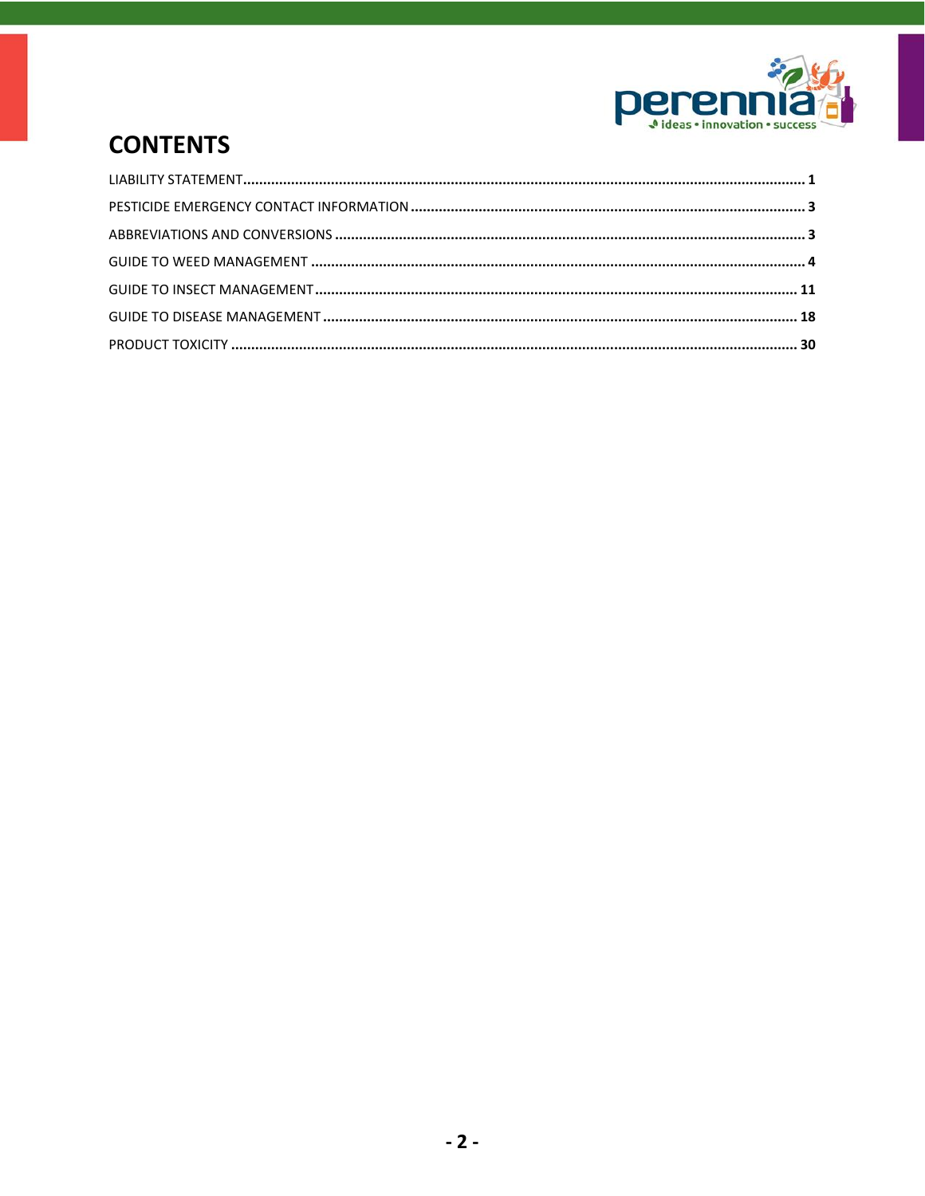# CONTENTS

LIABILITY STATEMENT ........................................................................................................................ 1

PESTICIDE EMERGENCY CONTACT INFORMATION ................................................................................ 3

ABBREVIATIONS AND CONVERSIONS .................................................................................................. 3

GUIDE TO WEED MANAGEMENT ......................................................................................................... 4

GUIDE TO INSECT MANAGEMENT ...................................................................................................... 11

GUIDE TO DISEASE MANAGEMENT .................................................................................................... 18

PRODUCT TOXICITY .......................................................................................................................... 30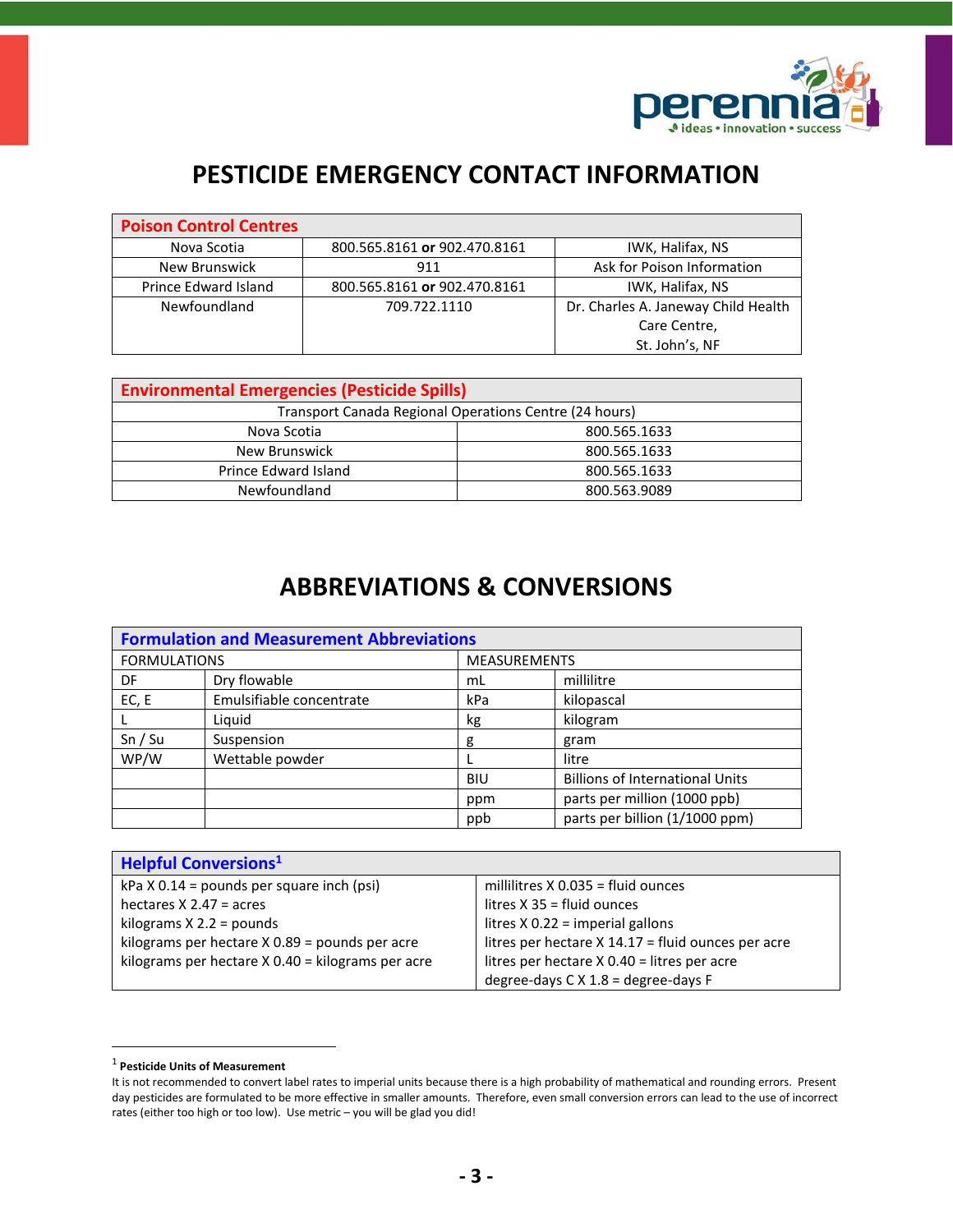# PESTICIDE EMERGENCY CONTACT INFORMATION

| Poison Control Centres | | |
|---|---|---|
| Nova Scotia | 800.565.8161 **or** 902.470.8161 | IWK, Halifax, NS |
| New Brunswick | 911 | Ask for Poison Information |
| Prince Edward Island | 800.565.8161 **or** 902.470.8161 | IWK, Halifax, NS |
| Newfoundland | 709.722.1110 | Dr. Charles A. Janeway Child Health Care Centre, St. John's, NF |

| Environmental Emergencies (Pesticide Spills) | |
|---|---|
| Transport Canada Regional Operations Centre (24 hours) | |
| Nova Scotia | 800.565.1633 |
| New Brunswick | 800.565.1633 |
| Prince Edward Island | 800.565.1633 |
| Newfoundland | 800.563.9089 |

# ABBREVIATIONS & CONVERSIONS

| Formulation and Measurement Abbreviations | | | |
|---|---|---|---|
| FORMULATIONS | | MEASUREMENTS | |
| DF | Dry flowable | mL | millilitre |
| EC, E | Emulsifiable concentrate | kPa | kilopascal |
| L | Liquid | kg | kilogram |
| Sn / Su | Suspension | g | gram |
| WP/W | Wettable powder | L | litre |
| | | BIU | Billions of International Units |
| | | ppm | parts per million (1000 ppb) |
| | | ppb | parts per billion (1/1000 ppm) |

| Helpful Conversions[1] | |
|---|---|
| kPa X 0.14 = pounds per square inch (psi) | millilitres X 0.035 = fluid ounces |
| hectares X 2.47 = acres | litres X 35 = fluid ounces |
| kilograms X 2.2 = pounds | litres X 0.22 = imperial gallons |
| kilograms per hectare X 0.89 = pounds per acre | litres per hectare X 14.17 = fluid ounces per acre |
| kilograms per hectare X 0.40 = kilograms per acre | litres per hectare X 0.40 = litres per acre |
| | degree-days C X 1.8 = degree-days F |

[1] **Pesticide Units of Measurement**
It is not recommended to convert label rates to imperial units because there is a high probability of mathematical and rounding errors. Present day pesticides are formulated to be more effective in smaller amounts. Therefore, even small conversion errors can lead to the use of incorrect rates (either too high or too low). Use metric – you will be glad you did!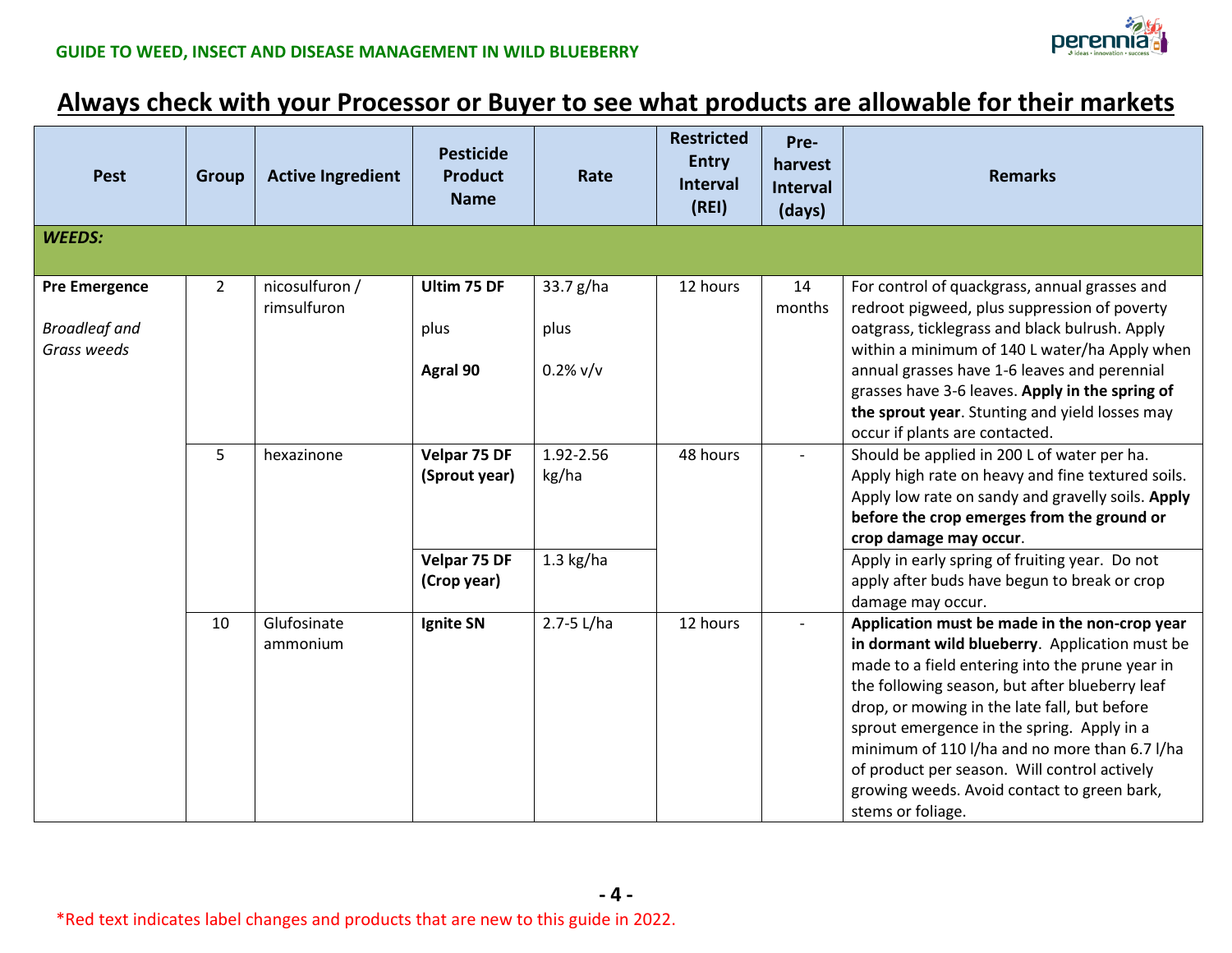## Always check with your Processor or Buyer to see what products are allowable for their markets

| Pest | Group | Active Ingredient | Pesticide Product Name | Rate | Restricted Entry Interval (REI) | Pre-harvest Interval (days) | Remarks |
|---|---|---|---|---|---|---|---|
| ***WEEDS:*** | | | | | | | |
| **Pre Emergence**<br><br>*Broadleaf and Grass weeds* | 2 | nicosulfuron / rimsulfuron | **Ultim 75 DF**<br><br>plus<br><br>**Agral 90** | 33.7 g/ha<br><br>plus<br><br>0.2% v/v | 12 hours | 14 months | For control of quackgrass, annual grasses and redroot pigweed, plus suppression of poverty oatgrass, ticklegrass and black bulrush. Apply within a minimum of 140 L water/ha Apply when annual grasses have 1-6 leaves and perennial grasses have 3-6 leaves. **Apply in the spring of the sprout year**. Stunting and yield losses may occur if plants are contacted. |
| | 5 | hexazinone | **Velpar 75 DF (Sprout year)** | 1.92-2.56 kg/ha | 48 hours | - | Should be applied in 200 L of water per ha. Apply high rate on heavy and fine textured soils. Apply low rate on sandy and gravelly soils. **Apply before the crop emerges from the ground or crop damage may occur**. |
| | | | **Velpar 75 DF (Crop year)** | 1.3 kg/ha | | | Apply in early spring of fruiting year. Do not apply after buds have begun to break or crop damage may occur. |
| | 10 | Glufosinate ammonium | **Ignite SN** | 2.7-5 L/ha | 12 hours | - | **Application must be made in the non-crop year in dormant wild blueberry**. Application must be made to a field entering into the prune year in the following season, but after blueberry leaf drop, or mowing in the late fall, but before sprout emergence in the spring. Apply in a minimum of 110 l/ha and no more than 6.7 l/ha of product per season. Will control actively growing weeds. Avoid contact to green bark, stems or foliage. |

*Red text indicates label changes and products that are new to this guide in 2022.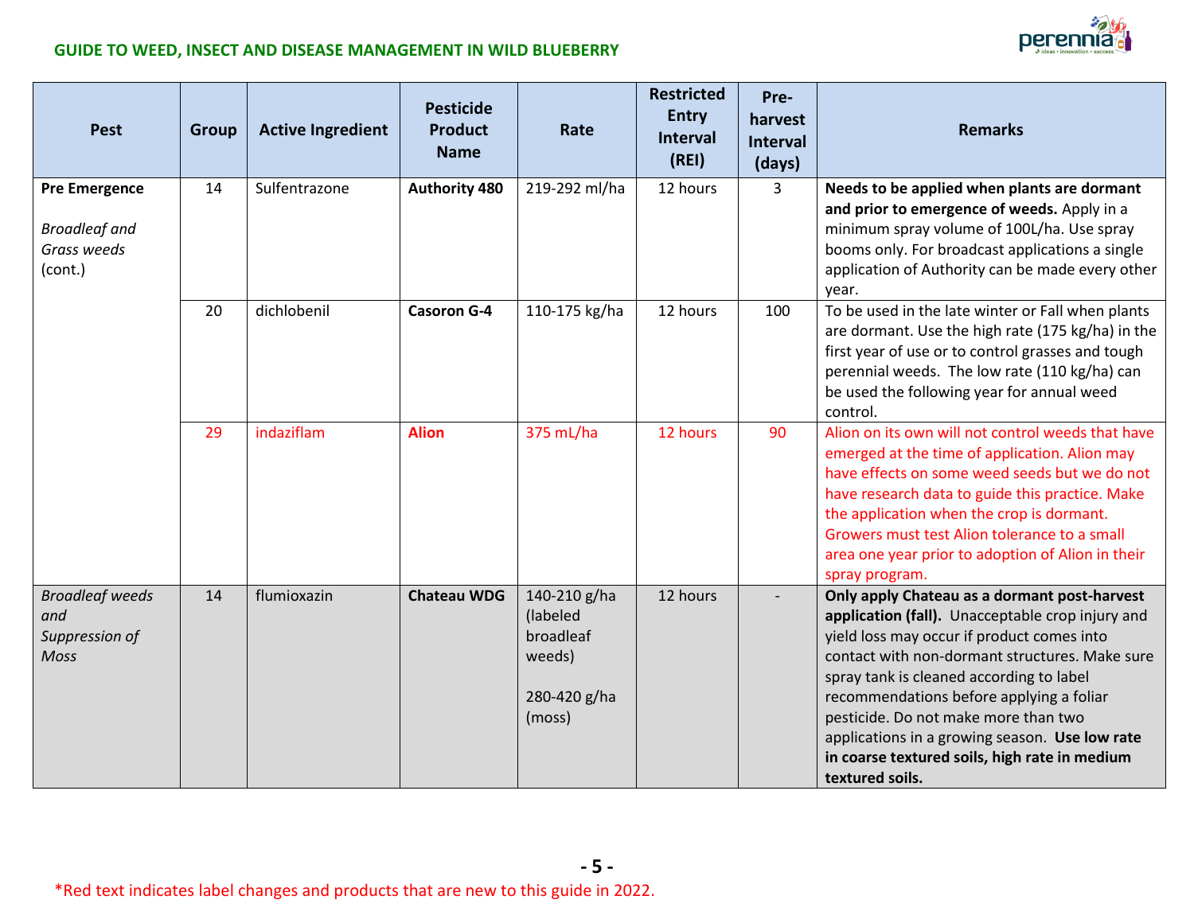| Pest | Group | Active Ingredient | Pesticide Product Name | Rate | Restricted Entry Interval (REI) | Pre-harvest Interval (days) | Remarks |
|---|---|---|---|---|---|---|---|
| **Pre Emergence** *Broadleaf and Grass weeds* (cont.) | 14 | Sulfentrazone | **Authority 480** | 219-292 ml/ha | 12 hours | 3 | **Needs to be applied when plants are dormant and prior to emergence of weeds.** Apply in a minimum spray volume of 100L/ha. Use spray booms only. For broadcast applications a single application of Authority can be made every other year. |
| | 20 | dichlobenil | **Casoron G-4** | 110-175 kg/ha | 12 hours | 100 | To be used in the late winter or Fall when plants are dormant. Use the high rate (175 kg/ha) in the first year of use or to control grasses and tough perennial weeds. The low rate (110 kg/ha) can be used the following year for annual weed control. |
| | 29 | indaziflam | **Alion** | 375 mL/ha | 12 hours | 90 | Alion on its own will not control weeds that have emerged at the time of application. Alion may have effects on some weed seeds but we do not have research data to guide this practice. Make the application when the crop is dormant. Growers must test Alion tolerance to a small area one year prior to adoption of Alion in their spray program. |
| *Broadleaf weeds and Suppression of Moss* | 14 | flumioxazin | **Chateau WDG** | 140-210 g/ha (labeled broadleaf weeds) 280-420 g/ha (moss) | 12 hours | - | **Only apply Chateau as a dormant post-harvest application (fall).** Unacceptable crop injury and yield loss may occur if product comes into contact with non-dormant structures. Make sure spray tank is cleaned according to label recommendations before applying a foliar pesticide. Do not make more than two applications in a growing season. **Use low rate in coarse textured soils, high rate in medium textured soils.** |

*Red text indicates label changes and products that are new to this guide in 2022.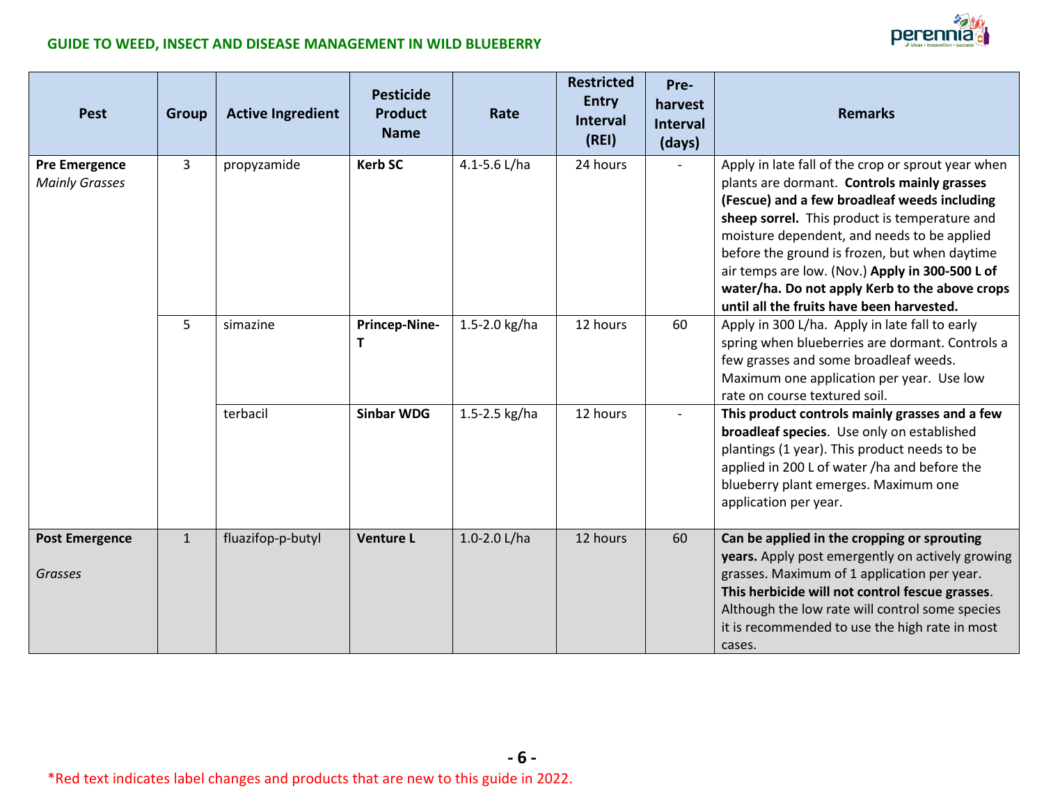| Pest | Group | Active Ingredient | Pesticide Product Name | Rate | Restricted Entry Interval (REI) | Pre-harvest Interval (days) | Remarks |
|---|---|---|---|---|---|---|---|
| **Pre Emergence** *Mainly Grasses* | 3 | propyzamide | **Kerb SC** | 4.1-5.6 L/ha | 24 hours | - | Apply in late fall of the crop or sprout year when plants are dormant. **Controls mainly grasses (Fescue) and a few broadleaf weeds including sheep sorrel.** This product is temperature and moisture dependent, and needs to be applied before the ground is frozen, but when daytime air temps are low. (Nov.) **Apply in 300-500 L of water/ha. Do not apply Kerb to the above crops until all the fruits have been harvested.** |
| | 5 | simazine | **Princep-Nine-T** | 1.5-2.0 kg/ha | 12 hours | 60 | Apply in 300 L/ha. Apply in late fall to early spring when blueberries are dormant. Controls a few grasses and some broadleaf weeds. Maximum one application per year. Use low rate on course textured soil. |
| | | terbacil | **Sinbar WDG** | 1.5-2.5 kg/ha | 12 hours | - | **This product controls mainly grasses and a few broadleaf species**. Use only on established plantings (1 year). This product needs to be applied in 200 L of water /ha and before the blueberry plant emerges. Maximum one application per year. |
| **Post Emergence** *Grasses* | 1 | fluazifop-p-butyl | **Venture L** | 1.0-2.0 L/ha | 12 hours | 60 | **Can be applied in the cropping or sprouting years.** Apply post emergently on actively growing grasses. Maximum of 1 application per year. **This herbicide will not control fescue grasses**. Although the low rate will control some species it is recommended to use the high rate in most cases. |

*Red text indicates label changes and products that are new to this guide in 2022.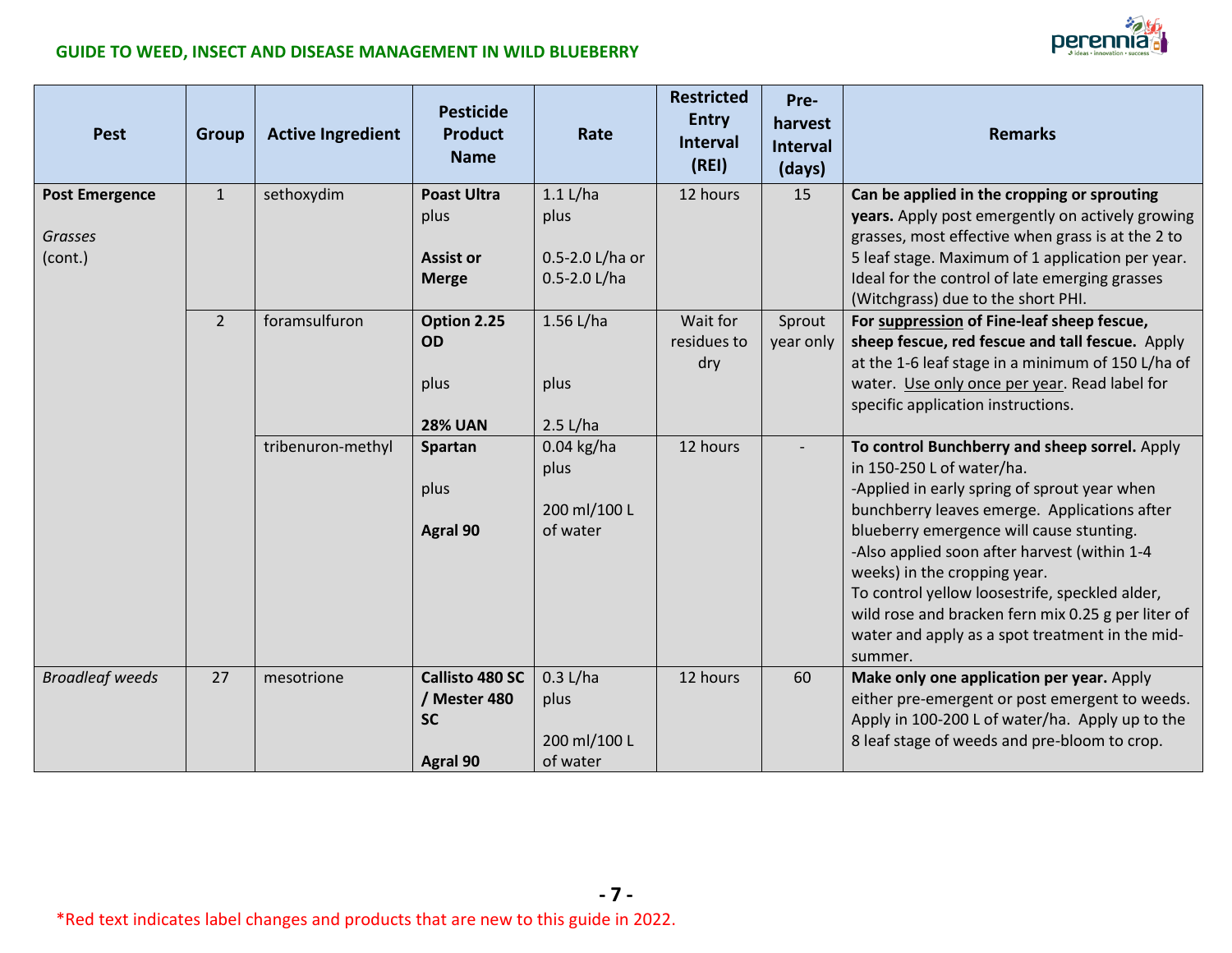| Pest | Group | Active Ingredient | Pesticide Product Name | Rate | Restricted Entry Interval (REI) | Pre-harvest Interval (days) | Remarks |
|---|---|---|---|---|---|---|---|
| **Post Emergence**<br><br>*Grasses* (cont.) | 1 | sethoxydim | **Poast Ultra** plus<br><br>**Assist or Merge** | 1.1 L/ha plus<br><br>0.5-2.0 L/ha or 0.5-2.0 L/ha | 12 hours | 15 | **Can be applied in the cropping or sprouting years.** Apply post emergently on actively growing grasses, most effective when grass is at the 2 to 5 leaf stage. Maximum of 1 application per year. Ideal for the control of late emerging grasses (Witchgrass) due to the short PHI. |
| | 2 | foramsulfuron | **Option 2.25 OD**<br><br>plus<br><br>**28% UAN** | 1.56 L/ha<br><br>plus<br><br>2.5 L/ha | Wait for residues to dry | Sprout year only | **For suppression of Fine-leaf sheep fescue, sheep fescue, red fescue and tall fescue.** Apply at the 1-6 leaf stage in a minimum of 150 L/ha of water. Use only once per year. Read label for specific application instructions. |
| | | tribenuron-methyl | **Spartan**<br><br>plus<br><br>**Agral 90** | 0.04 kg/ha plus<br><br>200 ml/100 L of water | 12 hours | - | **To control Bunchberry and sheep sorrel.** Apply in 150-250 L of water/ha.<br>-Applied in early spring of sprout year when bunchberry leaves emerge. Applications after blueberry emergence will cause stunting.<br>-Also applied soon after harvest (within 1-4 weeks) in the cropping year.<br>To control yellow loosestrife, speckled alder, wild rose and bracken fern mix 0.25 g per liter of water and apply as a spot treatment in the mid-summer. |
| *Broadleaf weeds* | 27 | mesotrione | **Callisto 480 SC / Mester 480 SC**<br><br>**Agral 90** | 0.3 L/ha plus<br><br>200 ml/100 L of water | 12 hours | 60 | **Make only one application per year.** Apply either pre-emergent or post emergent to weeds. Apply in 100-200 L of water/ha. Apply up to the 8 leaf stage of weeds and pre-bloom to crop. |

*Red text indicates label changes and products that are new to this guide in 2022.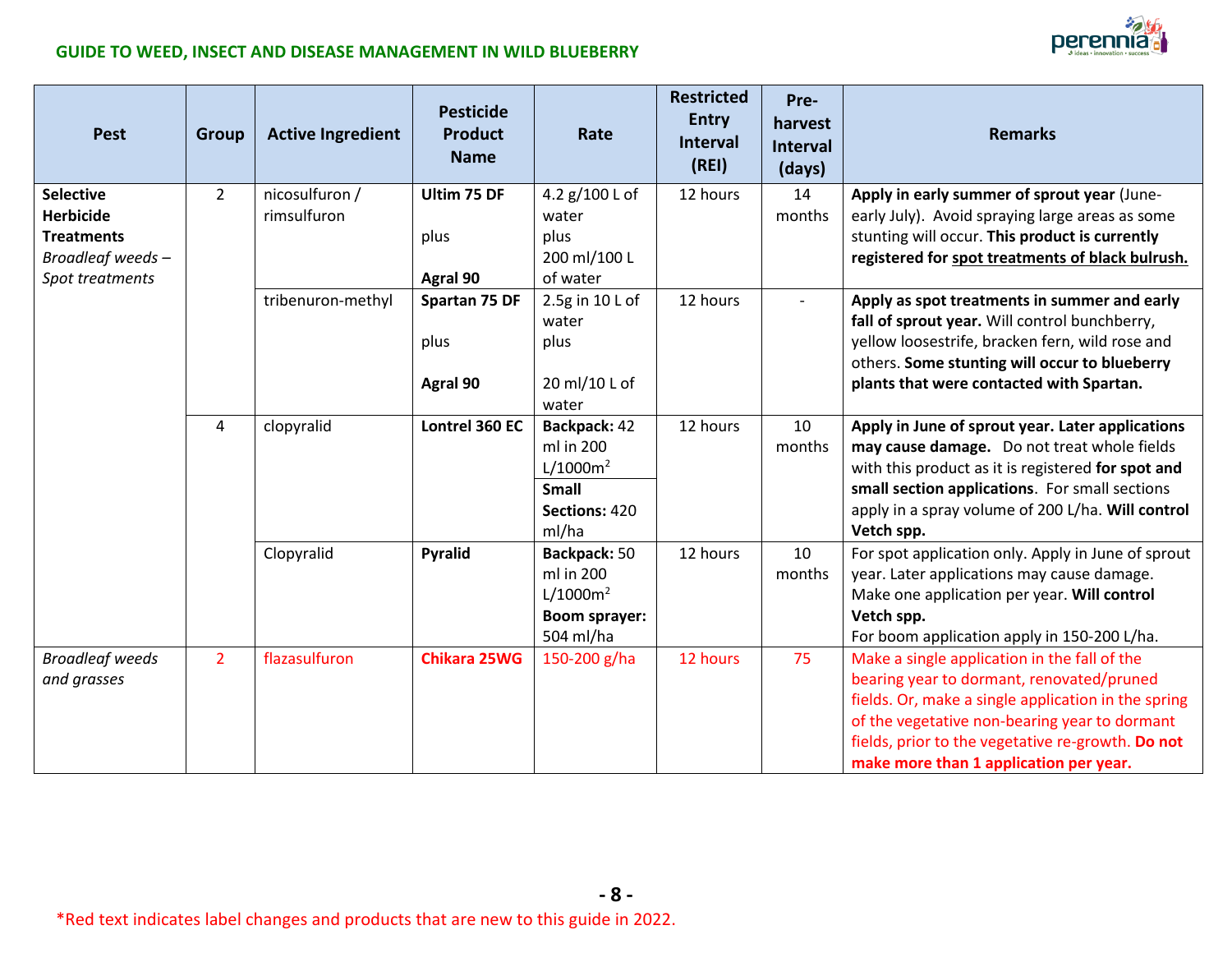| Pest | Group | Active Ingredient | Pesticide Product Name | Rate | Restricted Entry Interval (REI) | Pre-harvest Interval (days) | Remarks |
|---|---|---|---|---|---|---|---|
| **Selective Herbicide Treatments** *Broadleaf weeds – Spot treatments* | 2 | nicosulfuron / rimsulfuron | **Ultim 75 DF** plus **Agral 90** | 4.2 g/100 L of water plus 200 ml/100 L of water | 12 hours | 14 months | **Apply in early summer of sprout year** (June-early July). Avoid spraying large areas as some stunting will occur. **This product is currently registered for spot treatments of black bulrush.** |
| | | tribenuron-methyl | **Spartan 75 DF** plus **Agral 90** | 2.5g in 10 L of water plus 20 ml/10 L of water | 12 hours | - | **Apply as spot treatments in summer and early fall of sprout year.** Will control bunchberry, yellow loosestrife, bracken fern, wild rose and others. **Some stunting will occur to blueberry plants that were contacted with Spartan.** |
| | 4 | clopyralid | **Lontrel 360 EC** | **Backpack:** 42 ml in 200 L/1000m$^2$; **Small Sections:** 420 ml/ha | 12 hours | 10 months | **Apply in June of sprout year. Later applications may cause damage.** Do not treat whole fields with this product as it is registered **for spot and small section applications**. For small sections apply in a spray volume of 200 L/ha. **Will control Vetch spp.** |
| | | Clopyralid | **Pyralid** | **Backpack:** 50 ml in 200 L/1000m$^2$ **Boom sprayer:** 504 ml/ha | 12 hours | 10 months | For spot application only. Apply in June of sprout year. Later applications may cause damage. Make one application per year. **Will control Vetch spp.** For boom application apply in 150-200 L/ha. |
| *Broadleaf weeds and grasses* | 2 | flazasulfuron | **Chikara 25WG** | 150-200 g/ha | 12 hours | 75 | Make a single application in the fall of the bearing year to dormant, renovated/pruned fields. Or, make a single application in the spring of the vegetative non-bearing year to dormant fields, prior to the vegetative re-growth. **Do not make more than 1 application per year.** |

*Red text indicates label changes and products that are new to this guide in 2022.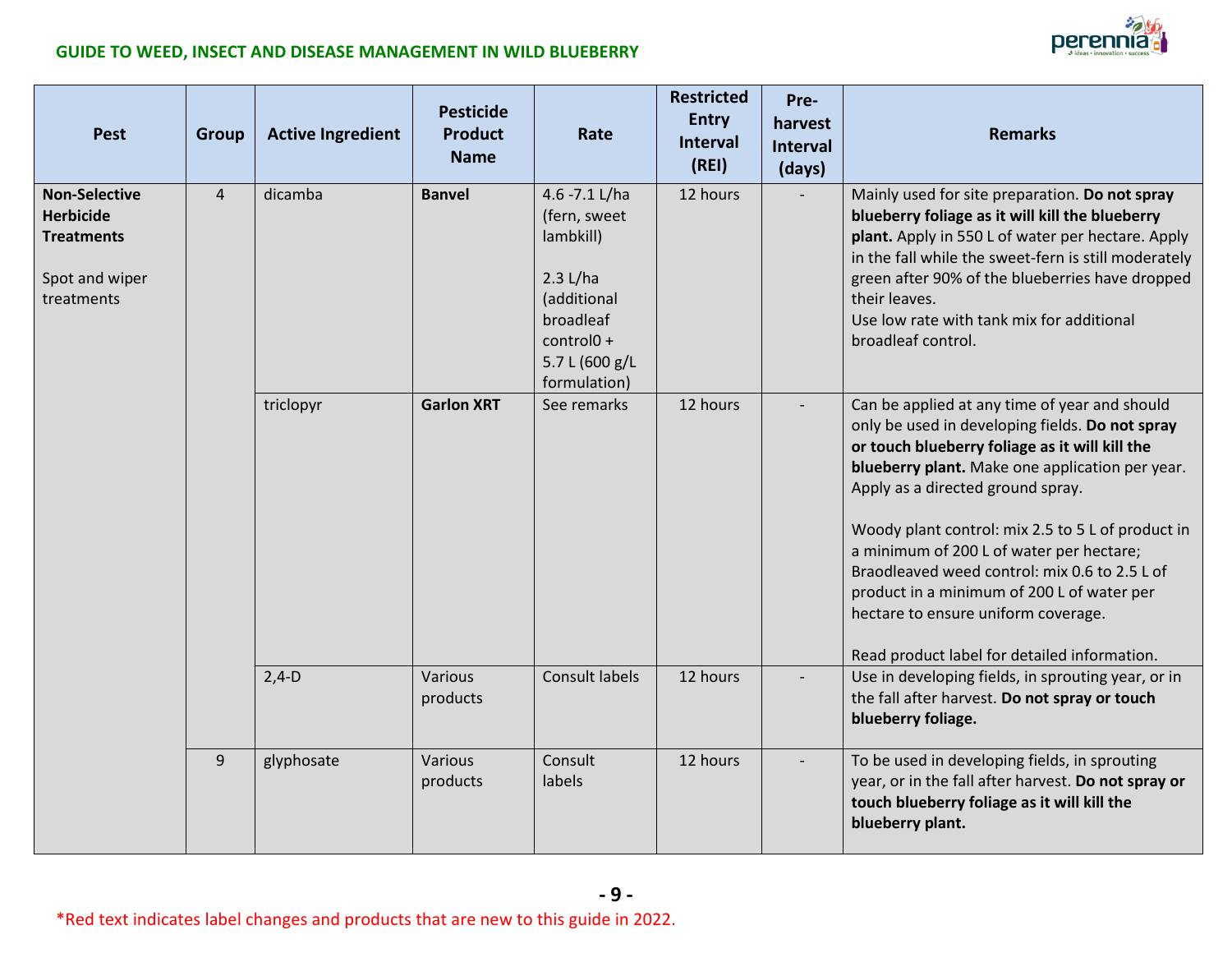| Pest | Group | Active Ingredient | Pesticide Product Name | Rate | Restricted Entry Interval (REI) | Pre-harvest Interval (days) | Remarks |
|---|---|---|---|---|---|---|---|
| **Non-Selective Herbicide Treatments**<br><br>Spot and wiper treatments | 4 | dicamba | **Banvel** | 4.6 -7.1 L/ha (fern, sweet lambkill)<br><br>2.3 L/ha (additional broadleaf control0 + 5.7 L (600 g/L formulation) | 12 hours | - | Mainly used for site preparation. **Do not spray blueberry foliage as it will kill the blueberry plant.** Apply in 550 L of water per hectare. Apply in the fall while the sweet-fern is still moderately green after 90% of the blueberries have dropped their leaves.<br>Use low rate with tank mix for additional broadleaf control. |
| | | triclopyr | **Garlon XRT** | See remarks | 12 hours | - | Can be applied at any time of year and should only be used in developing fields. **Do not spray or touch blueberry foliage as it will kill the blueberry plant.** Make one application per year. Apply as a directed ground spray.<br><br>Woody plant control: mix 2.5 to 5 L of product in a minimum of 200 L of water per hectare; Braodleaved weed control: mix 0.6 to 2.5 L of product in a minimum of 200 L of water per hectare to ensure uniform coverage.<br><br>Read product label for detailed information. |
| | | 2,4-D | Various products | Consult labels | 12 hours | - | Use in developing fields, in sprouting year, or in the fall after harvest. **Do not spray or touch blueberry foliage.** |
| | 9 | glyphosate | Various products | Consult labels | 12 hours | - | To be used in developing fields, in sprouting year, or in the fall after harvest. **Do not spray or touch blueberry foliage as it will kill the blueberry plant.** |

*Red text indicates label changes and products that are new to this guide in 2022.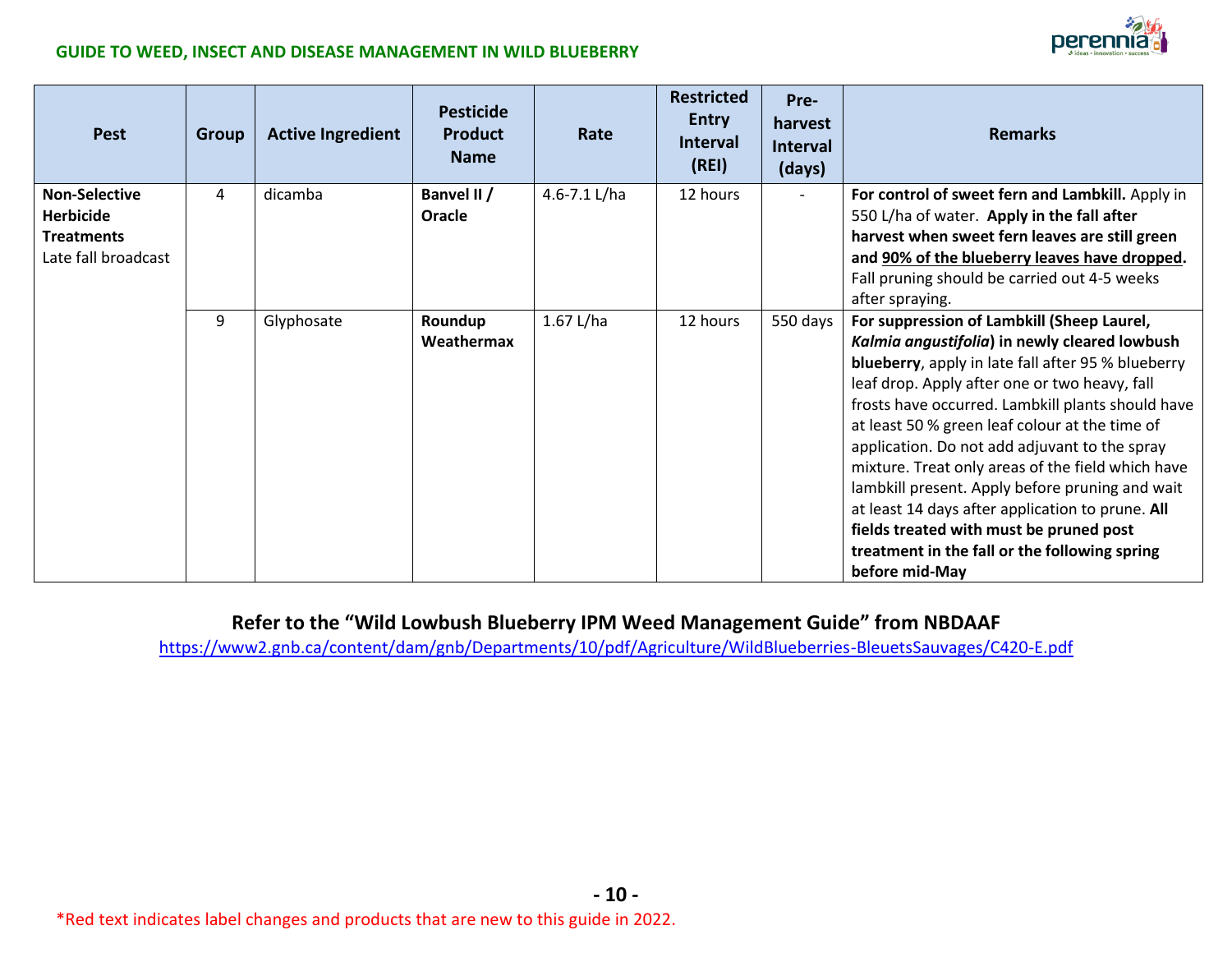| Pest | Group | Active Ingredient | Pesticide Product Name | Rate | Restricted Entry Interval (REI) | Pre-harvest Interval (days) | Remarks |
|---|---|---|---|---|---|---|---|
| **Non-Selective Herbicide Treatments** Late fall broadcast | 4 | dicamba | **Banvel II / Oracle** | 4.6-7.1 L/ha | 12 hours | - | **For control of sweet fern and Lambkill.** Apply in 550 L/ha of water. **Apply in the fall after harvest when sweet fern leaves are still green and 90% of the blueberry leaves have dropped.** Fall pruning should be carried out 4-5 weeks after spraying. |
| | 9 | Glyphosate | **Roundup Weathermax** | 1.67 L/ha | 12 hours | 550 days | **For suppression of Lambkill (Sheep Laurel, *Kalmia angustifolia*) in newly cleared lowbush blueberry**, apply in late fall after 95 % blueberry leaf drop. Apply after one or two heavy, fall frosts have occurred. Lambkill plants should have at least 50 % green leaf colour at the time of application. Do not add adjuvant to the spray mixture. Treat only areas of the field which have lambkill present. Apply before pruning and wait at least 14 days after application to prune. **All fields treated with must be pruned post treatment in the fall or the following spring before mid-May** |

**Refer to the "Wild Lowbush Blueberry IPM Weed Management Guide" from NBDAAF**

https://www2.gnb.ca/content/dam/gnb/Departments/10/pdf/Agriculture/WildBlueberries-BleuetsSauvages/C420-E.pdf

*Red text indicates label changes and products that are new to this guide in 2022.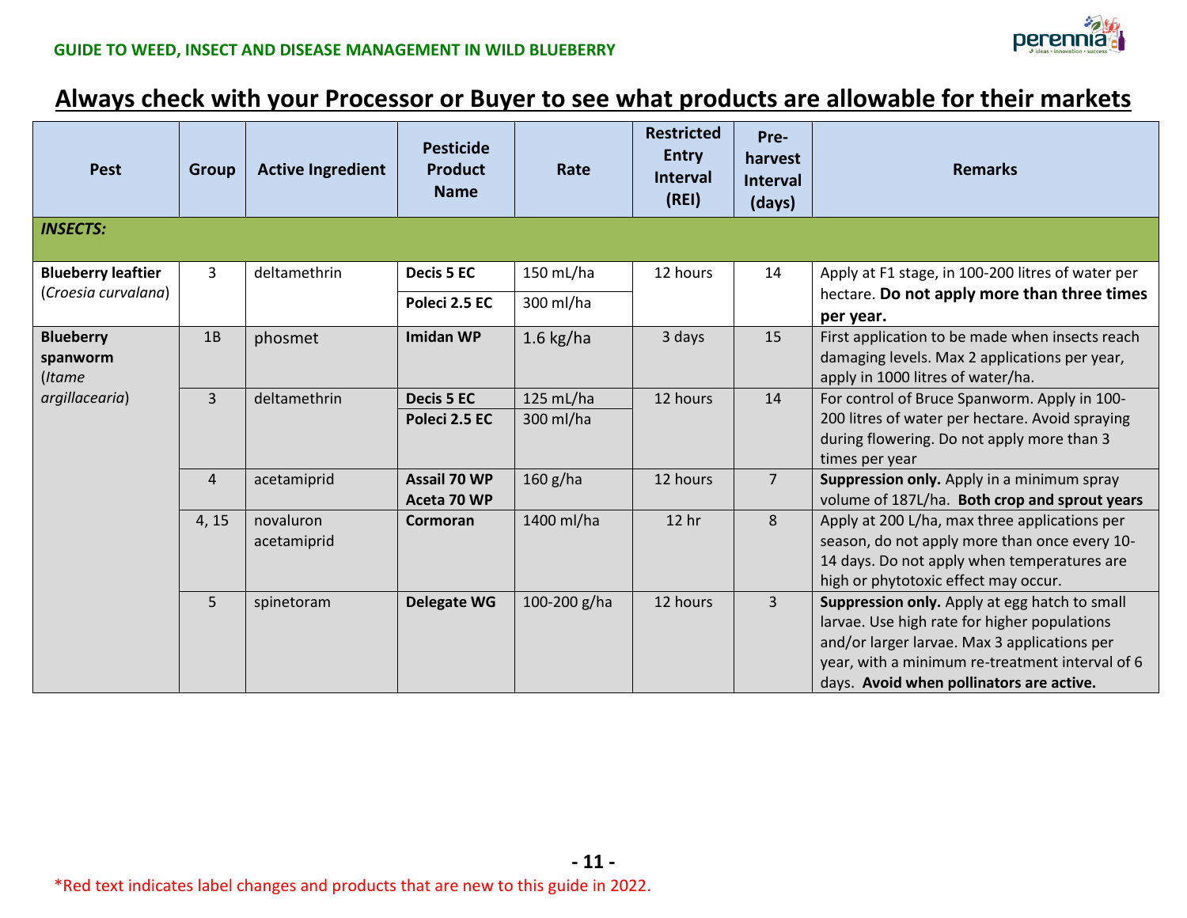## Always check with your Processor or Buyer to see what products are allowable for their markets

| Pest | Group | Active Ingredient | Pesticide Product Name | Rate | Restricted Entry Interval (REI) | Pre-harvest Interval (days) | Remarks |
|---|---|---|---|---|---|---|---|
| ***INSECTS:*** | | | | | | | |
| **Blueberry leaftier** (*Croesia curvalana*) | 3 | deltamethrin | **Decis 5 EC** | 150 mL/ha | 12 hours | 14 | Apply at F1 stage, in 100-200 litres of water per hectare. **Do not apply more than three times per year.** |
| | | | **Poleci 2.5 EC** | 300 ml/ha | | | |
| **Blueberry spanworm** (*Itame argillacearia*) | 1B | phosmet | **Imidan WP** | 1.6 kg/ha | 3 days | 15 | First application to be made when insects reach damaging levels. Max 2 applications per year, apply in 1000 litres of water/ha. |
| | 3 | deltamethrin | **Decis 5 EC** | 125 mL/ha | 12 hours | 14 | For control of Bruce Spanworm. Apply in 100-200 litres of water per hectare. Avoid spraying during flowering. Do not apply more than 3 times per year |
| | | | **Poleci 2.5 EC** | 300 ml/ha | | | |
| | 4 | acetamiprid | **Assail 70 WP** **Aceta 70 WP** | 160 g/ha | 12 hours | 7 | **Suppression only.** Apply in a minimum spray volume of 187L/ha. **Both crop and sprout years** |
| | 4, 15 | novaluron acetamiprid | **Cormoran** | 1400 ml/ha | 12 hr | 8 | Apply at 200 L/ha, max three applications per season, do not apply more than once every 10-14 days. Do not apply when temperatures are high or phytotoxic effect may occur. |
| | 5 | spinetoram | **Delegate WG** | 100-200 g/ha | 12 hours | 3 | **Suppression only.** Apply at egg hatch to small larvae. Use high rate for higher populations and/or larger larvae. Max 3 applications per year, with a minimum re-treatment interval of 6 days. **Avoid when pollinators are active.** |

*Red text indicates label changes and products that are new to this guide in 2022.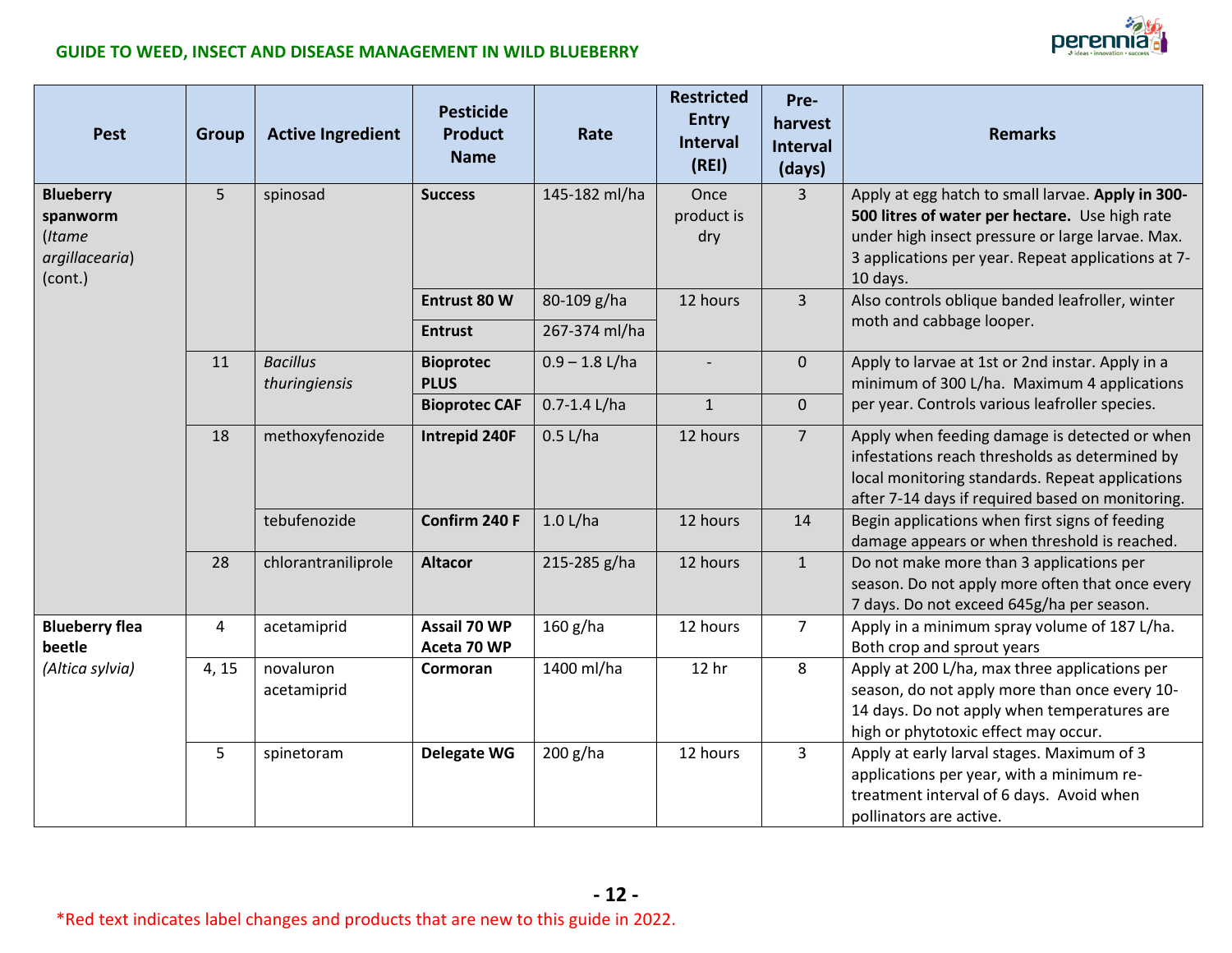| Pest | Group | Active Ingredient | Pesticide Product Name | Rate | Restricted Entry Interval (REI) | Pre-harvest Interval (days) | Remarks |
|---|---|---|---|---|---|---|---|
| **Blueberry spanworm** (*Itame argillacearia*) (cont.) | 5 | spinosad | **Success** | 145-182 ml/ha | Once product is dry | 3 | Apply at egg hatch to small larvae. **Apply in 300-500 litres of water per hectare.** Use high rate under high insect pressure or large larvae. Max. 3 applications per year. Repeat applications at 7-10 days. |
| | | | **Entrust 80 W** | 80-109 g/ha | 12 hours | 3 | Also controls oblique banded leafroller, winter moth and cabbage looper. |
| | | | **Entrust** | 267-374 ml/ha | | | |
| | 11 | *Bacillus thuringiensis* | **Bioprotec PLUS** | 0.9 – 1.8 L/ha | - | 0 | Apply to larvae at 1st or 2nd instar. Apply in a minimum of 300 L/ha. Maximum 4 applications per year. Controls various leafroller species. |
| | | | **Bioprotec CAF** | 0.7-1.4 L/ha | 1 | 0 | |
| | 18 | methoxyfenozide | **Intrepid 240F** | 0.5 L/ha | 12 hours | 7 | Apply when feeding damage is detected or when infestations reach thresholds as determined by local monitoring standards. Repeat applications after 7-14 days if required based on monitoring. |
| | | tebufenozide | **Confirm 240 F** | 1.0 L/ha | 12 hours | 14 | Begin applications when first signs of feeding damage appears or when threshold is reached. |
| | 28 | chlorantraniliprole | **Altacor** | 215-285 g/ha | 12 hours | 1 | Do not make more than 3 applications per season. Do not apply more often that once every 7 days. Do not exceed 645g/ha per season. |
| **Blueberry flea beetle** *(Altica sylvia)* | 4 | acetamiprid | **Assail 70 WP** **Aceta 70 WP** | 160 g/ha | 12 hours | 7 | Apply in a minimum spray volume of 187 L/ha. Both crop and sprout years |
| | 4, 15 | novaluron acetamiprid | **Cormoran** | 1400 ml/ha | 12 hr | 8 | Apply at 200 L/ha, max three applications per season, do not apply more than once every 10-14 days. Do not apply when temperatures are high or phytotoxic effect may occur. |
| | 5 | spinetoram | **Delegate WG** | 200 g/ha | 12 hours | 3 | Apply at early larval stages. Maximum of 3 applications per year, with a minimum re-treatment interval of 6 days. Avoid when pollinators are active. |

*Red text indicates label changes and products that are new to this guide in 2022.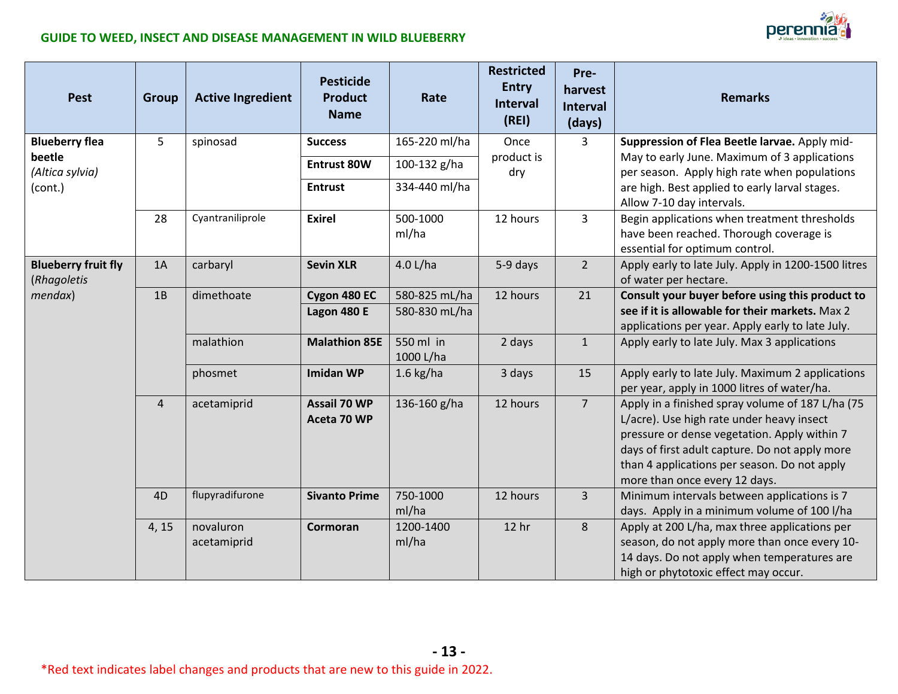| Pest | Group | Active Ingredient | Pesticide Product Name | Rate | Restricted Entry Interval (REI) | Pre-harvest Interval (days) | Remarks |
|---|---|---|---|---|---|---|---|
| **Blueberry flea beetle** *(Altica sylvia)* (cont.) | 5 | spinosad | **Success** | 165-220 ml/ha | Once product is dry | 3 | **Suppression of Flea Beetle larvae.** Apply mid-May to early June. Maximum of 3 applications per season. Apply high rate when populations are high. Best applied to early larval stages. Allow 7-10 day intervals. |
| | | | **Entrust 80W** | 100-132 g/ha | | | |
| | | | **Entrust** | 334-440 ml/ha | | | |
| | 28 | Cyantraniliprole | **Exirel** | 500-1000 ml/ha | 12 hours | 3 | Begin applications when treatment thresholds have been reached. Thorough coverage is essential for optimum control. |
| **Blueberry fruit fly** (*Rhagoletis mendax*) | 1A | carbaryl | **Sevin XLR** | 4.0 L/ha | 5-9 days | 2 | Apply early to late July. Apply in 1200-1500 litres of water per hectare. |
| | 1B | dimethoate | **Cygon 480 EC** | 580-825 mL/ha | 12 hours | 21 | **Consult your buyer before using this product to see if it is allowable for their markets.** Max 2 applications per year. Apply early to late July. |
| | | | **Lagon 480 E** | 580-830 mL/ha | | | |
| | | malathion | **Malathion 85E** | 550 ml in 1000 L/ha | 2 days | 1 | Apply early to late July. Max 3 applications |
| | | phosmet | **Imidan WP** | 1.6 kg/ha | 3 days | 15 | Apply early to late July. Maximum 2 applications per year, apply in 1000 litres of water/ha. |
| | 4 | acetamiprid | **Assail 70 WP** **Aceta 70 WP** | 136-160 g/ha | 12 hours | 7 | Apply in a finished spray volume of 187 L/ha (75 L/acre). Use high rate under heavy insect pressure or dense vegetation. Apply within 7 days of first adult capture. Do not apply more than 4 applications per season. Do not apply more than once every 12 days. |
| | 4D | flupyradifurone | **Sivanto Prime** | 750-1000 ml/ha | 12 hours | 3 | Minimum intervals between applications is 7 days. Apply in a minimum volume of 100 l/ha |
| | 4, 15 | novaluron acetamiprid | **Cormoran** | 1200-1400 ml/ha | 12 hr | 8 | Apply at 200 L/ha, max three applications per season, do not apply more than once every 10-14 days. Do not apply when temperatures are high or phytotoxic effect may occur. |

*Red text indicates label changes and products that are new to this guide in 2022.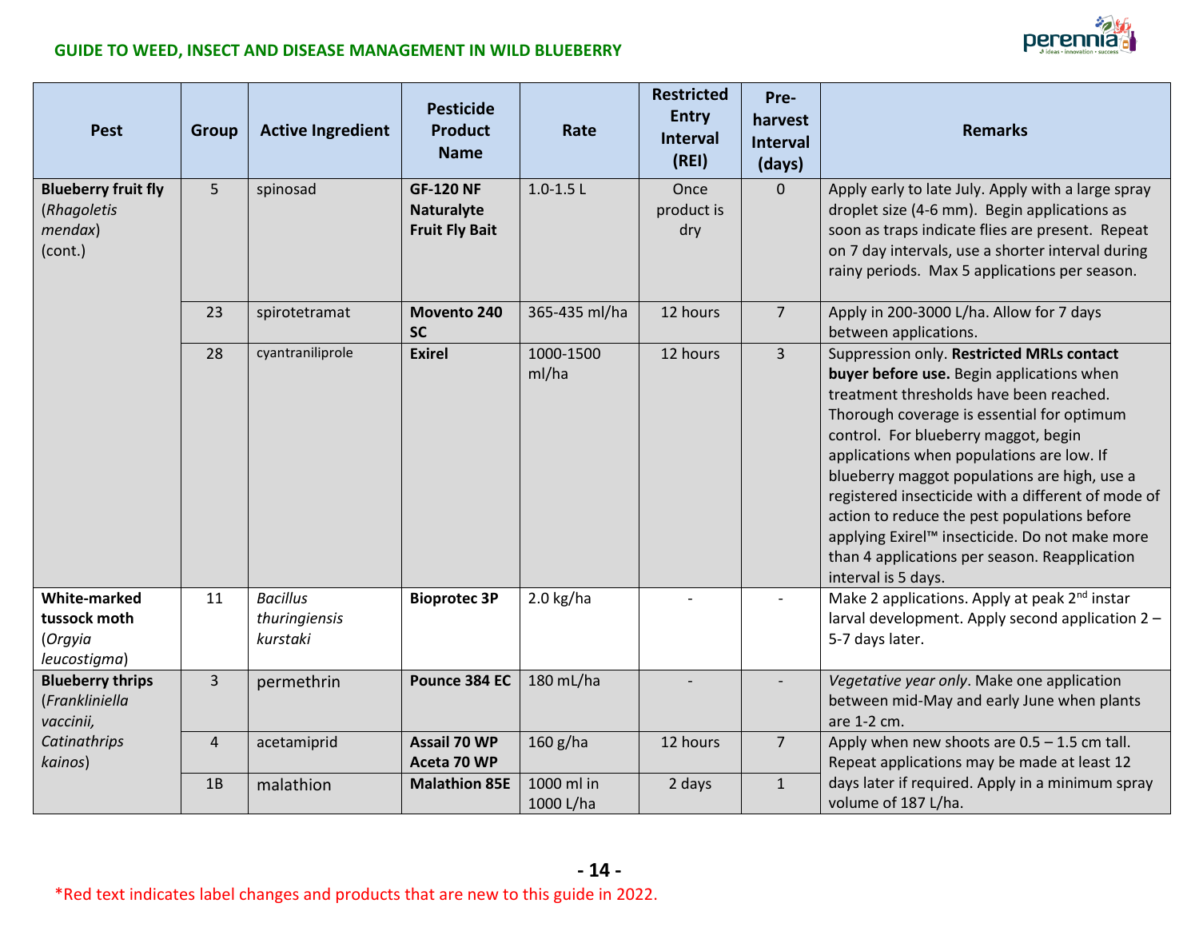| Pest | Group | Active Ingredient | Pesticide Product Name | Rate | Restricted Entry Interval (REI) | Pre-harvest Interval (days) | Remarks |
|---|---|---|---|---|---|---|---|
| **Blueberry fruit fly** (*Rhagoletis mendax*) (cont.) | 5 | spinosad | **GF-120 NF Naturalyte Fruit Fly Bait** | 1.0-1.5 L | Once product is dry | 0 | Apply early to late July. Apply with a large spray droplet size (4-6 mm). Begin applications as soon as traps indicate flies are present. Repeat on 7 day intervals, use a shorter interval during rainy periods. Max 5 applications per season. |
| | 23 | spirotetramat | **Movento 240 SC** | 365-435 ml/ha | 12 hours | 7 | Apply in 200-3000 L/ha. Allow for 7 days between applications. |
| | 28 | cyantraniliprole | **Exirel** | 1000-1500 ml/ha | 12 hours | 3 | Suppression only. **Restricted MRLs contact buyer before use.** Begin applications when treatment thresholds have been reached. Thorough coverage is essential for optimum control. For blueberry maggot, begin applications when populations are low. If blueberry maggot populations are high, use a registered insecticide with a different mode of action to reduce the pest populations before applying Exirel™ insecticide. Do not make more than 4 applications per season. Reapplication interval is 5 days. |
| **White-marked tussock moth** (*Orgyia leucostigma*) | 11 | *Bacillus thuringiensis kurstaki* | **Bioprotec 3P** | 2.0 kg/ha | - | - | Make 2 applications. Apply at peak 2nd instar larval development. Apply second application 2 – 5-7 days later. |
| **Blueberry thrips** (*Frankliniella vaccinii, Catinathrips kainos*) | 3 | permethrin | **Pounce 384 EC** | 180 mL/ha | - | - | *Vegetative year only*. Make one application between mid-May and early June when plants are 1-2 cm. |
| | 4 | acetamiprid | **Assail 70 WP Aceta 70 WP** | 160 g/ha | 12 hours | 7 | Apply when new shoots are 0.5 – 1.5 cm tall. Repeat applications may be made at least 12 days later if required. Apply in a minimum spray volume of 187 L/ha. |
| | 1B | malathion | **Malathion 85E** | 1000 ml in 1000 L/ha | 2 days | 1 | |

*Red text indicates label changes and products that are new to this guide in 2022.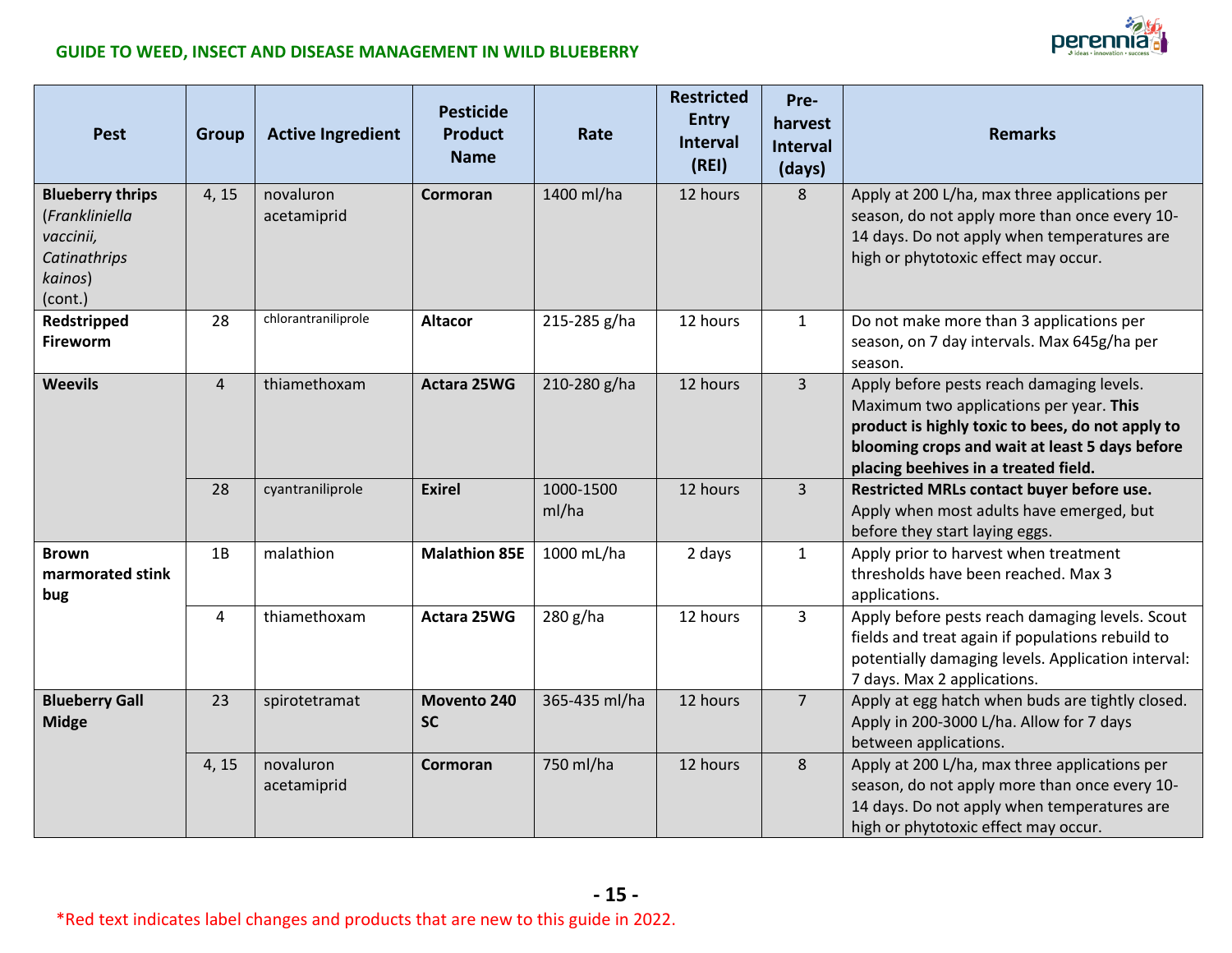| Pest | Group | Active Ingredient | Pesticide Product Name | Rate | Restricted Entry Interval (REI) | Pre-harvest Interval (days) | Remarks |
|---|---|---|---|---|---|---|---|
| **Blueberry thrips** (*Frankliniella vaccinii, Catinathrips kainos*) (cont.) | 4, 15 | novaluron acetamiprid | **Cormoran** | 1400 ml/ha | 12 hours | 8 | Apply at 200 L/ha, max three applications per season, do not apply more than once every 10-14 days. Do not apply when temperatures are high or phytotoxic effect may occur. |
| **Redstripped Fireworm** | 28 | chlorantraniliprole | **Altacor** | 215-285 g/ha | 12 hours | 1 | Do not make more than 3 applications per season, on 7 day intervals. Max 645g/ha per season. |
| **Weevils** | 4 | thiamethoxam | **Actara 25WG** | 210-280 g/ha | 12 hours | 3 | Apply before pests reach damaging levels. Maximum two applications per year. **This product is highly toxic to bees, do not apply to blooming crops and wait at least 5 days before placing beehives in a treated field.** |
| | 28 | cyantraniliprole | **Exirel** | 1000-1500 ml/ha | 12 hours | 3 | **Restricted MRLs contact buyer before use.** Apply when most adults have emerged, but before they start laying eggs. |
| **Brown marmorated stink bug** | 1B | malathion | **Malathion 85E** | 1000 mL/ha | 2 days | 1 | Apply prior to harvest when treatment thresholds have been reached. Max 3 applications. |
| | 4 | thiamethoxam | **Actara 25WG** | 280 g/ha | 12 hours | 3 | Apply before pests reach damaging levels. Scout fields and treat again if populations rebuild to potentially damaging levels. Application interval: 7 days. Max 2 applications. |
| **Blueberry Gall Midge** | 23 | spirotetramat | **Movento 240 SC** | 365-435 ml/ha | 12 hours | 7 | Apply at egg hatch when buds are tightly closed. Apply in 200-3000 L/ha. Allow for 7 days between applications. |
| | 4, 15 | novaluron acetamiprid | **Cormoran** | 750 ml/ha | 12 hours | 8 | Apply at 200 L/ha, max three applications per season, do not apply more than once every 10-14 days. Do not apply when temperatures are high or phytotoxic effect may occur. |

*Red text indicates label changes and products that are new to this guide in 2022.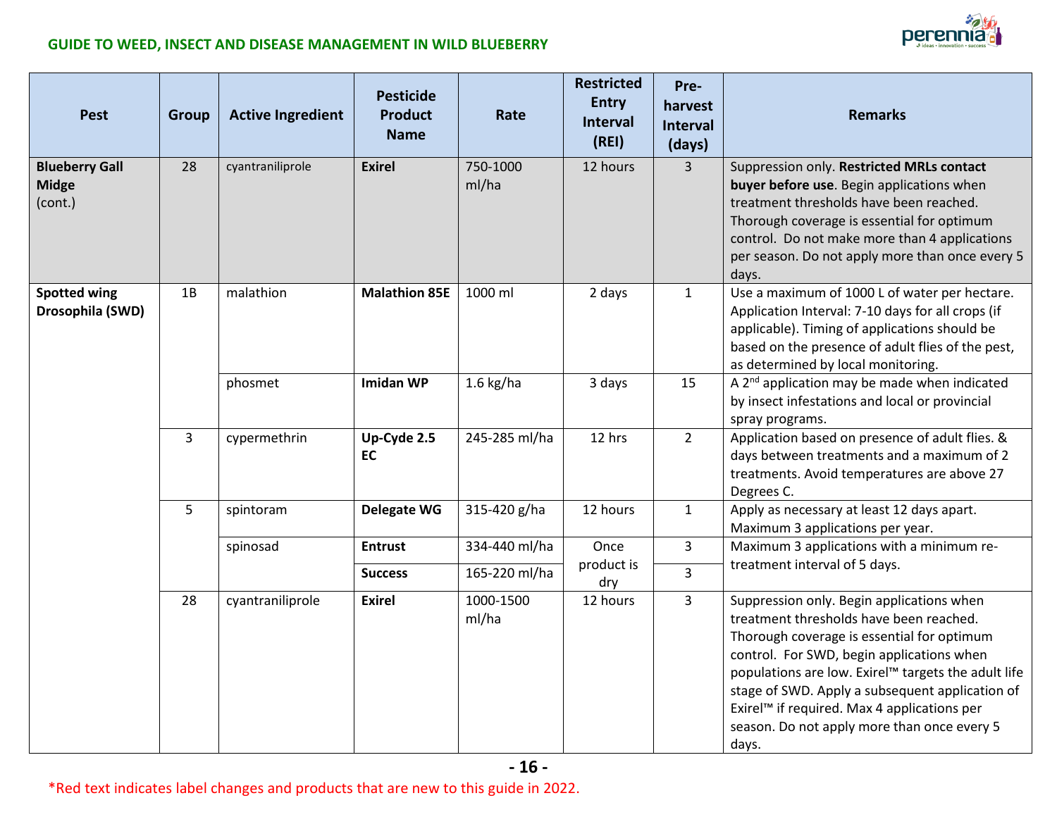| Pest | Group | Active Ingredient | Pesticide Product Name | Rate | Restricted Entry Interval (REI) | Pre-harvest Interval (days) | Remarks |
|---|---|---|---|---|---|---|---|
| **Blueberry Gall Midge** (cont.) | 28 | cyantraniliprole | **Exirel** | 750-1000 ml/ha | 12 hours | 3 | Suppression only. **Restricted MRLs contact buyer before use**. Begin applications when treatment thresholds have been reached. Thorough coverage is essential for optimum control. Do not make more than 4 applications per season. Do not apply more than once every 5 days. |
| **Spotted wing Drosophila (SWD)** | 1B | malathion | **Malathion 85E** | 1000 ml | 2 days | 1 | Use a maximum of 1000 L of water per hectare. Application Interval: 7-10 days for all crops (if applicable). Timing of applications should be based on the presence of adult flies of the pest, as determined by local monitoring. |
| | | phosmet | **Imidan WP** | 1.6 kg/ha | 3 days | 15 | A 2nd application may be made when indicated by insect infestations and local or provincial spray programs. |
| | 3 | cypermethrin | **Up-Cyde 2.5 EC** | 245-285 ml/ha | 12 hrs | 2 | Application based on presence of adult flies. & days between treatments and a maximum of 2 treatments. Avoid temperatures are above 27 Degrees C. |
| | 5 | spintoram | **Delegate WG** | 315-420 g/ha | 12 hours | 1 | Apply as necessary at least 12 days apart. Maximum 3 applications per year. |
| | | spinosad | **Entrust** | 334-440 ml/ha | Once product is dry | 3 | Maximum 3 applications with a minimum re-treatment interval of 5 days. |
| | | | **Success** | 165-220 ml/ha | | 3 | |
| | 28 | cyantraniliprole | **Exirel** | 1000-1500 ml/ha | 12 hours | 3 | Suppression only. Begin applications when treatment thresholds have been reached. Thorough coverage is essential for optimum control. For SWD, begin applications when populations are low. Exirel™ targets the adult life stage of SWD. Apply a subsequent application of Exirel™ if required. Max 4 applications per season. Do not apply more than once every 5 days. |

*Red text indicates label changes and products that are new to this guide in 2022.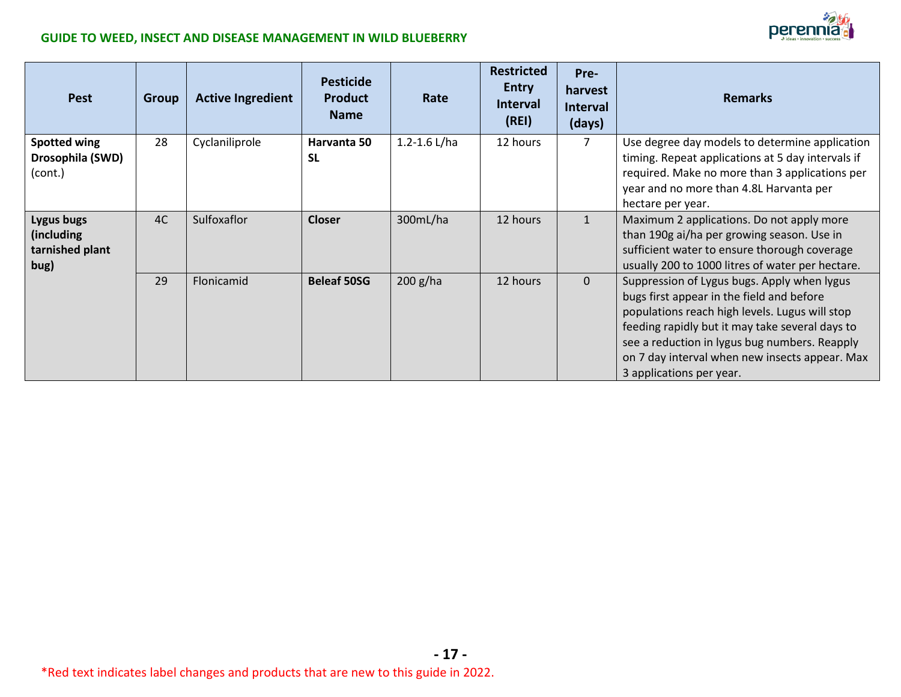| Pest | Group | Active Ingredient | Pesticide Product Name | Rate | Restricted Entry Interval (REI) | Pre-harvest Interval (days) | Remarks |
|---|---|---|---|---|---|---|---|
| **Spotted wing Drosophila (SWD)** (cont.) | 28 | Cyclaniliprole | **Harvanta 50 SL** | 1.2-1.6 L/ha | 12 hours | 7 | Use degree day models to determine application timing. Repeat applications at 5 day intervals if required. Make no more than 3 applications per year and no more than 4.8L Harvanta per hectare per year. |
| **Lygus bugs (including tarnished plant bug)** | 4C | Sulfoxaflor | **Closer** | 300mL/ha | 12 hours | 1 | Maximum 2 applications. Do not apply more than 190g ai/ha per growing season. Use in sufficient water to ensure thorough coverage usually 200 to 1000 litres of water per hectare. |
| | 29 | Flonicamid | **Beleaf 50SG** | 200 g/ha | 12 hours | 0 | Suppression of Lygus bugs. Apply when lygus bugs first appear in the field and before populations reach high levels. Lugus will stop feeding rapidly but it may take several days to see a reduction in lygus bug numbers. Reapply on 7 day interval when new insects appear. Max 3 applications per year. |

*Red text indicates label changes and products that are new to this guide in 2022.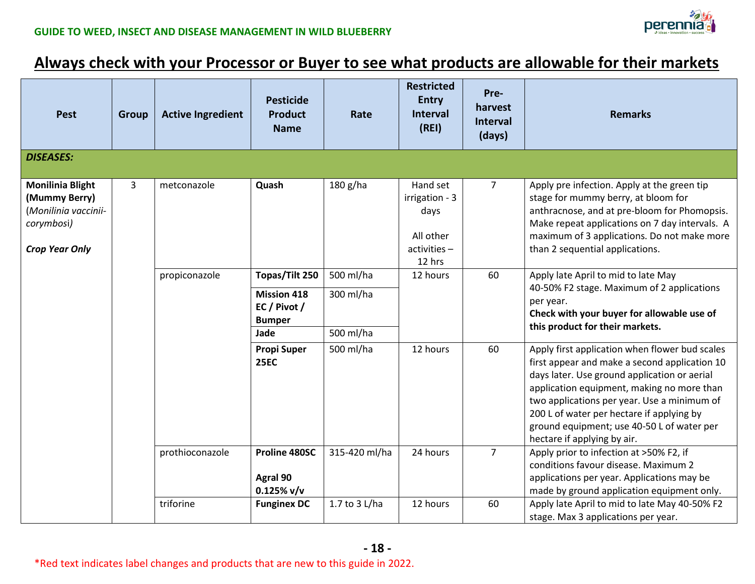## Always check with your Processor or Buyer to see what products are allowable for their markets

| Pest | Group | Active Ingredient | Pesticide Product Name | Rate | Restricted Entry Interval (REI) | Pre-harvest Interval (days) | Remarks |
|---|---|---|---|---|---|---|---|
| ***DISEASES:*** | | | | | | | |
| **Monilinia Blight (Mummy Berry)** (*Monilinia vaccinii-corymbosi*) ***Crop Year Only*** | 3 | metconazole | **Quash** | 180 g/ha | Hand set irrigation - 3 days<br><br>All other activities – 12 hrs | 7 | Apply pre infection. Apply at the green tip stage for mummy berry, at bloom for anthracnose, and at pre-bloom for Phomopsis. Make repeat applications on 7 day intervals. A maximum of 3 applications. Do not make more than 2 sequential applications. |
| | | propiconazole | **Topas/Tilt 250** | 500 ml/ha | 12 hours | 60 | Apply late April to mid to late May 40-50% F2 stage. Maximum of 2 applications per year. **Check with your buyer for allowable use of this product for their markets.** |
| | | | **Mission 418 EC / Pivot / Bumper** | 300 ml/ha | | | |
| | | | **Jade** | 500 ml/ha | | | |
| | | | **Propi Super 25EC** | 500 ml/ha | 12 hours | 60 | Apply first application when flower bud scales first appear and make a second application 10 days later. Use ground application or aerial application equipment, making no more than two applications per year. Use a minimum of 200 L of water per hectare if applying by ground equipment; use 40-50 L of water per hectare if applying by air. |
| | | prothioconazole | **Proline 480SC**<br><br>**Agral 90 0.125% v/v** | 315-420 ml/ha | 24 hours | 7 | Apply prior to infection at >50% F2, if conditions favour disease. Maximum 2 applications per year. Applications may be made by ground application equipment only. |
| | | triforine | **Funginex DC** | 1.7 to 3 L/ha | 12 hours | 60 | Apply late April to mid to late May 40-50% F2 stage. Max 3 applications per year. |

*Red text indicates label changes and products that are new to this guide in 2022.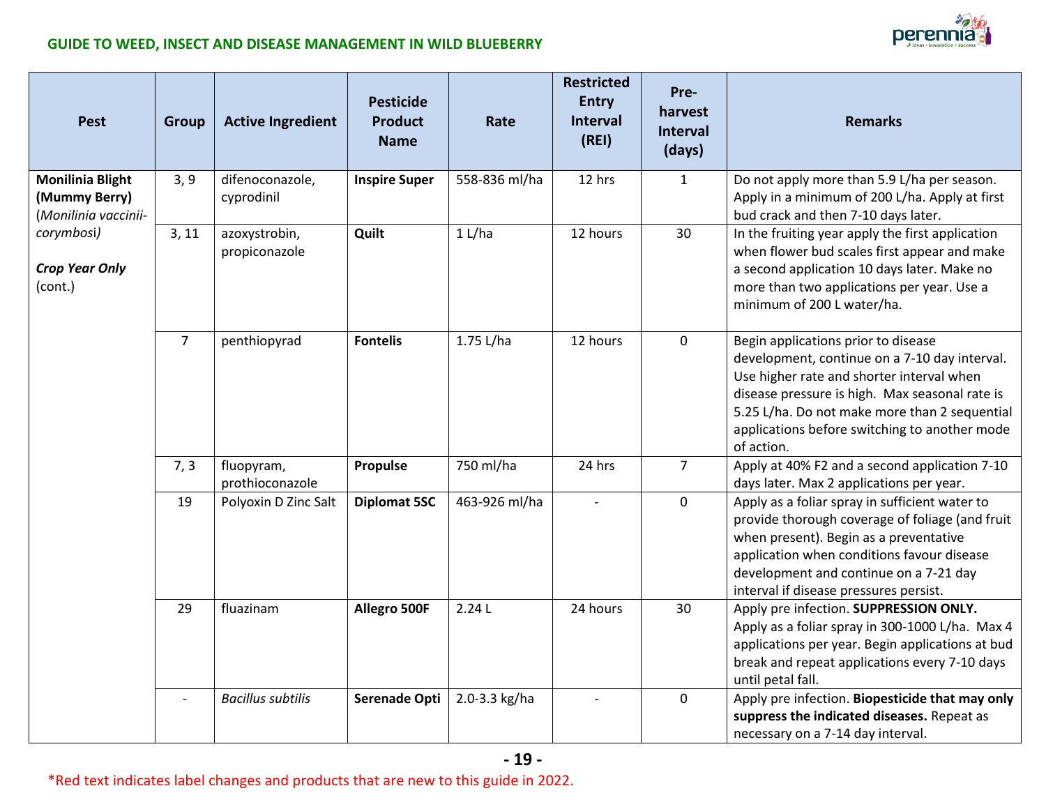| Pest | Group | Active Ingredient | Pesticide Product Name | Rate | Restricted Entry Interval (REI) | Pre-harvest Interval (days) | Remarks |
|---|---|---|---|---|---|---|---|
| **Monilinia Blight (Mummy Berry)** (*Monilinia vaccinii-corymbosi*) ***Crop Year Only*** (cont.) | 3, 9 | difenoconazole, cyprodinil | **Inspire Super** | 558-836 ml/ha | 12 hrs | 1 | Do not apply more than 5.9 L/ha per season. Apply in a minimum of 200 L/ha. Apply at first bud crack and then 7-10 days later. |
| | 3, 11 | azoxystrobin, propiconazole | **Quilt** | 1 L/ha | 12 hours | 30 | In the fruiting year apply the first application when flower bud scales first appear and make a second application 10 days later. Make no more than two applications per year. Use a minimum of 200 L water/ha. |
| | 7 | penthiopyrad | **Fontelis** | 1.75 L/ha | 12 hours | 0 | Begin applications prior to disease development, continue on a 7-10 day interval. Use higher rate and shorter interval when disease pressure is high. Max seasonal rate is 5.25 L/ha. Do not make more than 2 sequential applications before switching to another mode of action. |
| | 7, 3 | fluopyram, prothioconazole | **Propulse** | 750 ml/ha | 24 hrs | 7 | Apply at 40% F2 and a second application 7-10 days later. Max 2 applications per year. |
| | 19 | Polyoxin D Zinc Salt | **Diplomat 5SC** | 463-926 ml/ha | - | 0 | Apply as a foliar spray in sufficient water to provide thorough coverage of foliage (and fruit when present). Begin as a preventative application when conditions favour disease development and continue on a 7-21 day interval if disease pressures persist. |
| | 29 | fluazinam | **Allegro 500F** | 2.24 L | 24 hours | 30 | Apply pre infection. **SUPPRESSION ONLY.** Apply as a foliar spray in 300-1000 L/ha. Max 4 applications per year. Begin applications at bud break and repeat applications every 7-10 days until petal fall. |
| | - | *Bacillus subtilis* | **Serenade Opti** | 2.0-3.3 kg/ha | - | 0 | Apply pre infection. **Biopesticide that may only suppress the indicated diseases.** Repeat as necessary on a 7-14 day interval. |

*Red text indicates label changes and products that are new to this guide in 2022.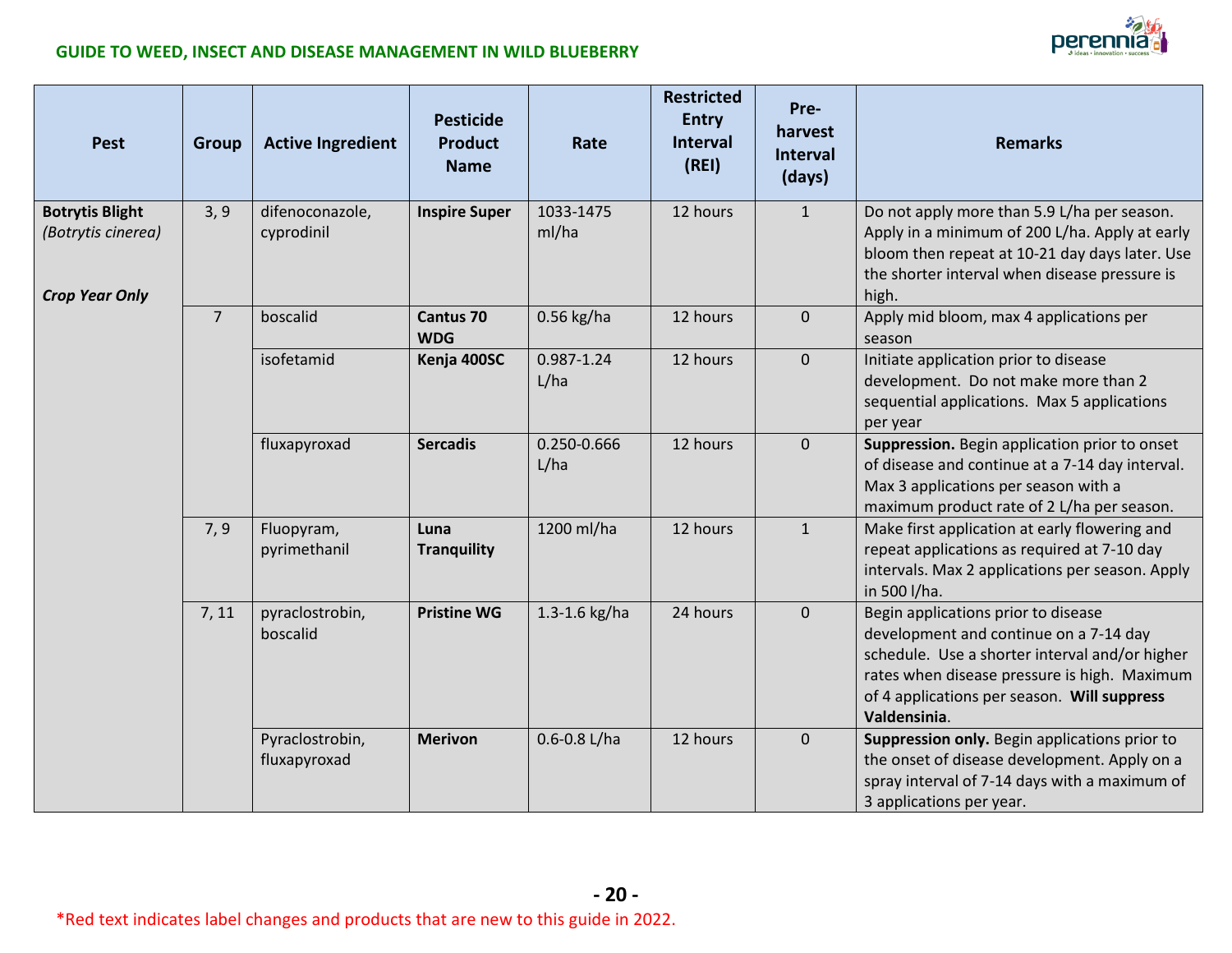| Pest | Group | Active Ingredient | Pesticide Product Name | Rate | Restricted Entry Interval (REI) | Pre-harvest Interval (days) | Remarks |
|---|---|---|---|---|---|---|---|
| **Botrytis Blight** *(Botrytis cinerea)* ***Crop Year Only*** | 3, 9 | difenoconazole, cyprodinil | **Inspire Super** | 1033-1475 ml/ha | 12 hours | 1 | Do not apply more than 5.9 L/ha per season. Apply in a minimum of 200 L/ha. Apply at early bloom then repeat at 10-21 day days later. Use the shorter interval when disease pressure is high. |
| | 7 | boscalid | **Cantus 70 WDG** | 0.56 kg/ha | 12 hours | 0 | Apply mid bloom, max 4 applications per season |
| | | isofetamid | **Kenja 400SC** | 0.987-1.24 L/ha | 12 hours | 0 | Initiate application prior to disease development. Do not make more than 2 sequential applications. Max 5 applications per year |
| | | fluxapyroxad | **Sercadis** | 0.250-0.666 L/ha | 12 hours | 0 | **Suppression.** Begin application prior to onset of disease and continue at a 7-14 day interval. Max 3 applications per season with a maximum product rate of 2 L/ha per season. |
| | 7, 9 | Fluopyram, pyrimethanil | **Luna Tranquility** | 1200 ml/ha | 12 hours | 1 | Make first application at early flowering and repeat applications as required at 7-10 day intervals. Max 2 applications per season. Apply in 500 l/ha. |
| | 7, 11 | pyraclostrobin, boscalid | **Pristine WG** | 1.3-1.6 kg/ha | 24 hours | 0 | Begin applications prior to disease development and continue on a 7-14 day schedule. Use a shorter interval and/or higher rates when disease pressure is high. Maximum of 4 applications per season. **Will suppress Valdensinia**. |
| | | Pyraclostrobin, fluxapyroxad | **Merivon** | 0.6-0.8 L/ha | 12 hours | 0 | **Suppression only.** Begin applications prior to the onset of disease development. Apply on a spray interval of 7-14 days with a maximum of 3 applications per year. |

*Red text indicates label changes and products that are new to this guide in 2022.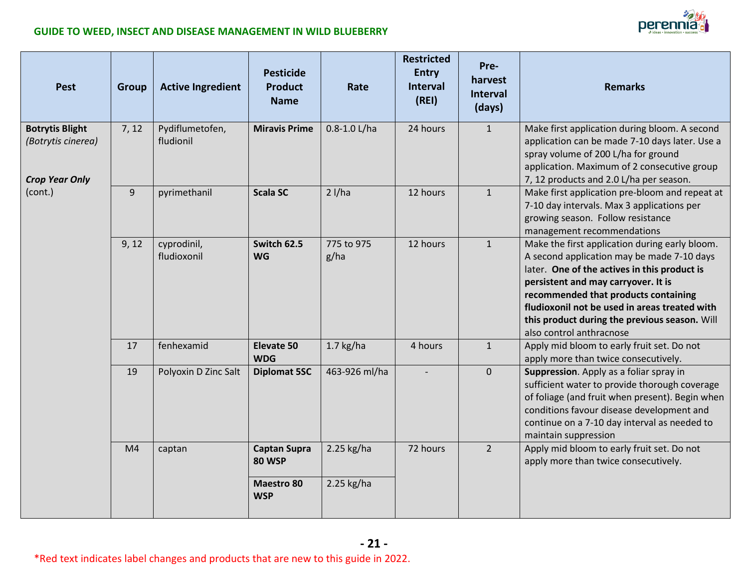| Pest | Group | Active Ingredient | Pesticide Product Name | Rate | Restricted Entry Interval (REI) | Pre-harvest Interval (days) | Remarks |
|---|---|---|---|---|---|---|---|
| **Botrytis Blight** *(Botrytis cinerea)* ***Crop Year Only*** (cont.) | 7, 12 | Pydiflumetofen, fludionil | **Miravis Prime** | 0.8-1.0 L/ha | 24 hours | 1 | Make first application during bloom. A second application can be made 7-10 days later. Use a spray volume of 200 L/ha for ground application. Maximum of 2 consecutive group 7, 12 products and 2.0 L/ha per season. |
| | 9 | pyrimethanil | **Scala SC** | 2 l/ha | 12 hours | 1 | Make first application pre-bloom and repeat at 7-10 day intervals. Max 3 applications per growing season. Follow resistance management recommendations |
| | 9, 12 | cyprodinil, fludioxonil | **Switch 62.5 WG** | 775 to 975 g/ha | 12 hours | 1 | Make the first application during early bloom. A second application may be made 7-10 days later. **One of the actives in this product is persistent and may carryover. It is recommended that products containing fludioxonil not be used in areas treated with this product during the previous season.** Will also control anthracnose |
| | 17 | fenhexamid | **Elevate 50 WDG** | 1.7 kg/ha | 4 hours | 1 | Apply mid bloom to early fruit set. Do not apply more than twice consecutively. |
| | 19 | Polyoxin D Zinc Salt | **Diplomat 5SC** | 463-926 ml/ha | - | 0 | **Suppression**. Apply as a foliar spray in sufficient water to provide thorough coverage of foliage (and fruit when present). Begin when conditions favour disease development and continue on a 7-10 day interval as needed to maintain suppression |
| | M4 | captan | **Captan Supra 80 WSP** | 2.25 kg/ha | 72 hours | 2 | Apply mid bloom to early fruit set. Do not apply more than twice consecutively. |
| | | | **Maestro 80 WSP** | 2.25 kg/ha | | | |

*Red text indicates label changes and products that are new to this guide in 2022.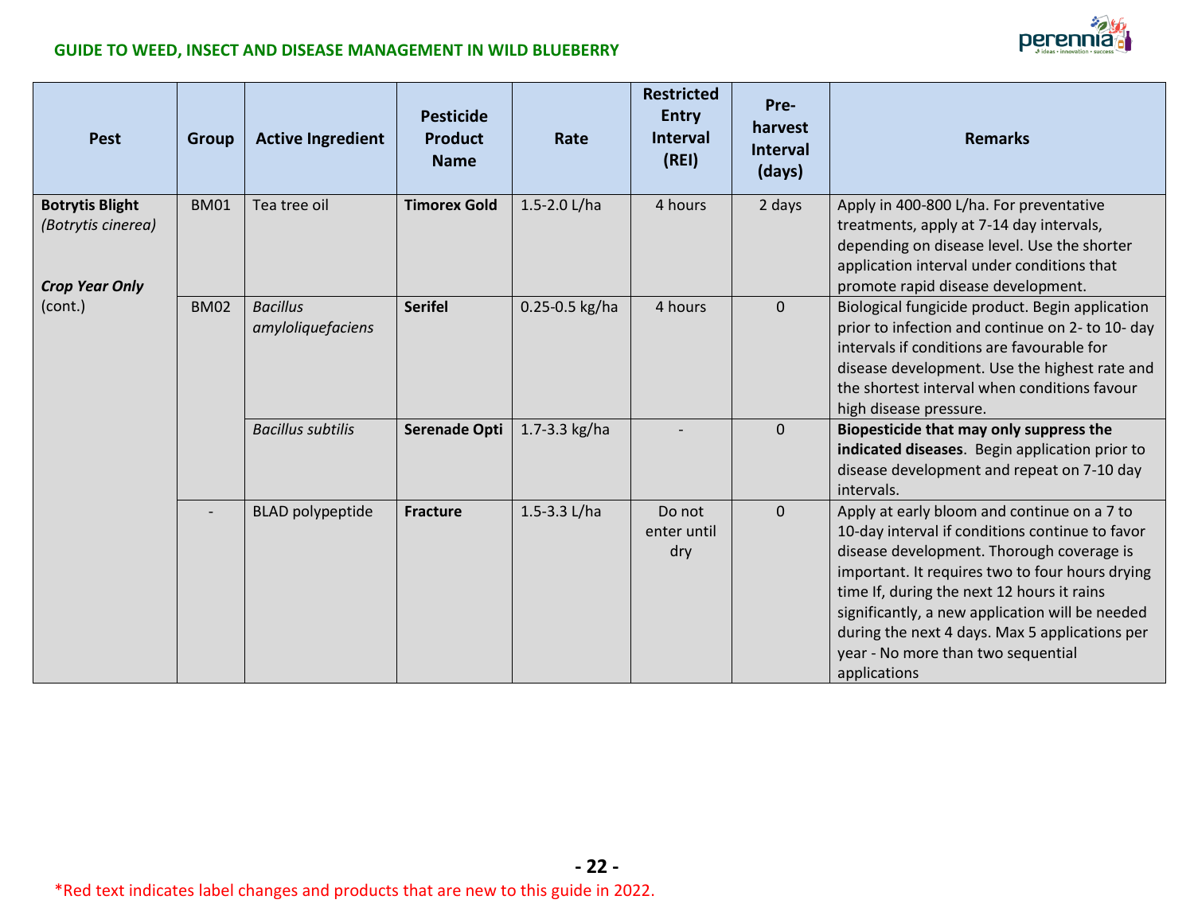| Pest | Group | Active Ingredient | Pesticide Product Name | Rate | Restricted Entry Interval (REI) | Pre-harvest Interval (days) | Remarks |
|---|---|---|---|---|---|---|---|
| **Botrytis Blight** *(Botrytis cinerea)* ***Crop Year Only*** (cont.) | BM01 | Tea tree oil | **Timorex Gold** | 1.5-2.0 L/ha | 4 hours | 2 days | Apply in 400-800 L/ha. For preventative treatments, apply at 7-14 day intervals, depending on disease level. Use the shorter application interval under conditions that promote rapid disease development. |
| | BM02 | *Bacillus amyloliquefaciens* | **Serifel** | 0.25-0.5 kg/ha | 4 hours | 0 | Biological fungicide product. Begin application prior to infection and continue on 2- to 10- day intervals if conditions are favourable for disease development. Use the highest rate and the shortest interval when conditions favour high disease pressure. |
| | | *Bacillus subtilis* | **Serenade Opti** | 1.7-3.3 kg/ha | - | 0 | **Biopesticide that may only suppress the indicated diseases**. Begin application prior to disease development and repeat on 7-10 day intervals. |
| | - | BLAD polypeptide | **Fracture** | 1.5-3.3 L/ha | Do not enter until dry | 0 | Apply at early bloom and continue on a 7 to 10-day interval if conditions continue to favor disease development. Thorough coverage is important. It requires two to four hours drying time If, during the next 12 hours it rains significantly, a new application will be needed during the next 4 days. Max 5 applications per year - No more than two sequential applications |

*Red text indicates label changes and products that are new to this guide in 2022.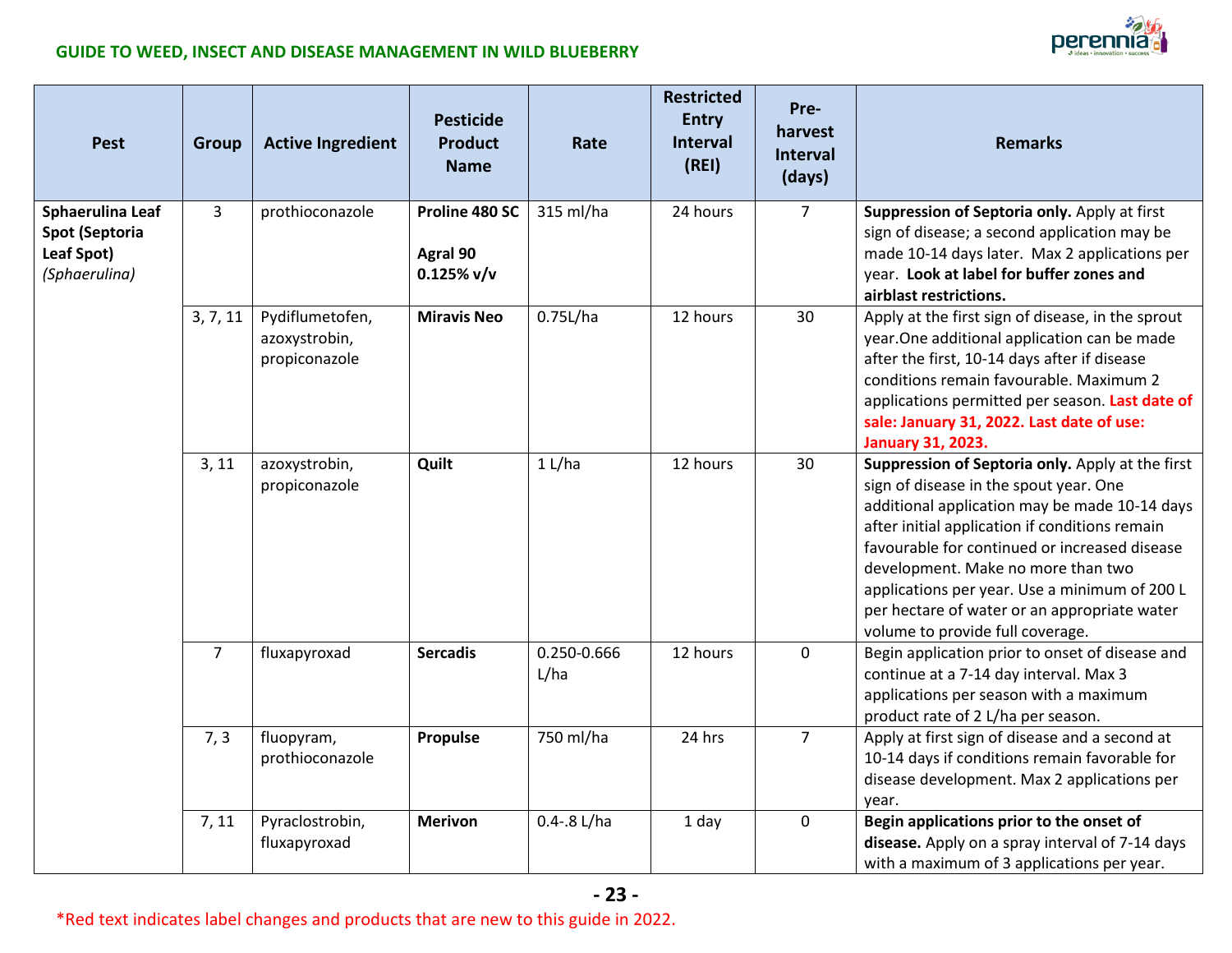| Pest | Group | Active Ingredient | Pesticide Product Name | Rate | Restricted Entry Interval (REI) | Pre-harvest Interval (days) | Remarks |
|---|---|---|---|---|---|---|---|
| **Sphaerulina Leaf Spot (Septoria Leaf Spot)** *(Sphaerulina)* | 3 | prothioconazole | **Proline 480 SC**<br><br>**Agral 90 0.125% v/v** | 315 ml/ha | 24 hours | 7 | **Suppression of Septoria only.** Apply at first sign of disease; a second application may be made 10-14 days later. Max 2 applications per year. **Look at label for buffer zones and airblast restrictions.** |
| | 3, 7, 11 | Pydiflumetofen, azoxystrobin, propiconazole | **Miravis Neo** | 0.75L/ha | 12 hours | 30 | Apply at the first sign of disease, in the sprout year.One additional application can be made after the first, 10-14 days after if disease conditions remain favourable. Maximum 2 applications permitted per season. **Last date of sale: January 31, 2022. Last date of use: January 31, 2023.** |
| | 3, 11 | azoxystrobin, propiconazole | **Quilt** | 1 L/ha | 12 hours | 30 | **Suppression of Septoria only.** Apply at the first sign of disease in the spout year. One additional application may be made 10-14 days after initial application if conditions remain favourable for continued or increased disease development. Make no more than two applications per year. Use a minimum of 200 L per hectare of water or an appropriate water volume to provide full coverage. |
| | 7 | fluxapyroxad | **Sercadis** | 0.250-0.666 L/ha | 12 hours | 0 | Begin application prior to onset of disease and continue at a 7-14 day interval. Max 3 applications per season with a maximum product rate of 2 L/ha per season. |
| | 7, 3 | fluopyram, prothioconazole | **Propulse** | 750 ml/ha | 24 hrs | 7 | Apply at first sign of disease and a second at 10-14 days if conditions remain favorable for disease development. Max 2 applications per year. |
| | 7, 11 | Pyraclostrobin, fluxapyroxad | **Merivon** | 0.4-.8 L/ha | 1 day | 0 | **Begin applications prior to the onset of disease.** Apply on a spray interval of 7-14 days with a maximum of 3 applications per year. |

*Red text indicates label changes and products that are new to this guide in 2022.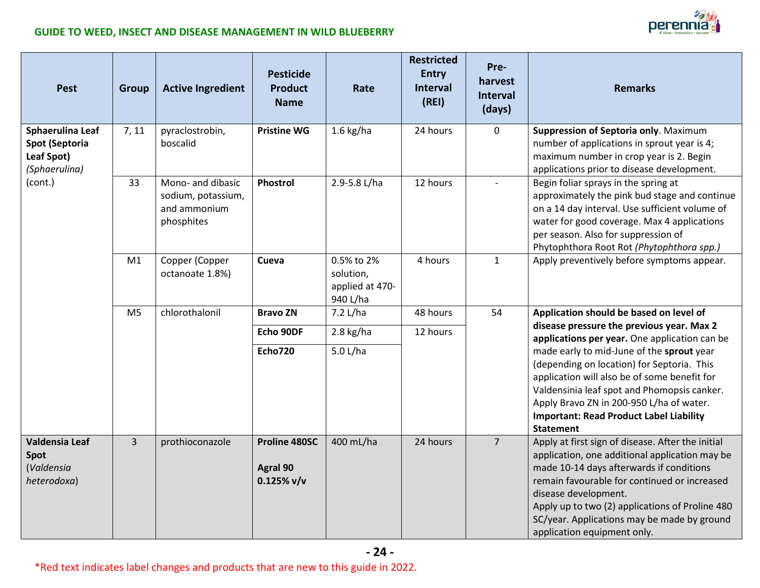| Pest | Group | Active Ingredient | Pesticide Product Name | Rate | Restricted Entry Interval (REI) | Pre-harvest Interval (days) | Remarks |
|---|---|---|---|---|---|---|---|
| **Sphaerulina Leaf Spot (Septoria Leaf Spot)** *(Sphaerulina)* (cont.) | 7, 11 | pyraclostrobin, boscalid | **Pristine WG** | 1.6 kg/ha | 24 hours | 0 | **Suppression of Septoria only**. Maximum number of applications in sprout year is 4; maximum number in crop year is 2. Begin applications prior to disease development. |
| | 33 | Mono- and dibasic sodium, potassium, and ammonium phosphites | **Phostrol** | 2.9-5.8 L/ha | 12 hours | - | Begin foliar sprays in the spring at approximately the pink bud stage and continue on a 14 day interval. Use sufficient volume of water for good coverage. Max 4 applications per season. Also for suppression of Phytophthora Root Rot *(Phytophthora spp.)* |
| | M1 | Copper (Copper octanoate 1.8%) | **Cueva** | 0.5% to 2% solution, applied at 470-940 L/ha | 4 hours | 1 | Apply preventively before symptoms appear. |
| | M5 | chlorothalonil | **Bravo ZN** | 7.2 L/ha | 48 hours | 54 | **Application should be based on level of disease pressure the previous year. Max 2 applications per year.** One application can be made early to mid-June of the **sprout** year (depending on location) for Septoria. This application will also be of some benefit for Valdensinia leaf spot and Phomopsis canker. Apply Bravo ZN in 200-950 L/ha of water. **Important: Read Product Label Liability Statement** |
| | | | **Echo 90DF** | 2.8 kg/ha | 12 hours | | |
| | | | **Echo720** | 5.0 L/ha | | | |
| **Valdensia Leaf Spot** (*Valdensia heterodoxa*) | 3 | prothioconazole | **Proline 480SC**<br><br>**Agral 90 0.125% v/v** | 400 mL/ha | 24 hours | 7 | Apply at first sign of disease. After the initial application, one additional application may be made 10-14 days afterwards if conditions remain favourable for continued or increased disease development.<br>Apply up to two (2) applications of Proline 480 SC/year. Applications may be made by ground application equipment only. |

*Red text indicates label changes and products that are new to this guide in 2022.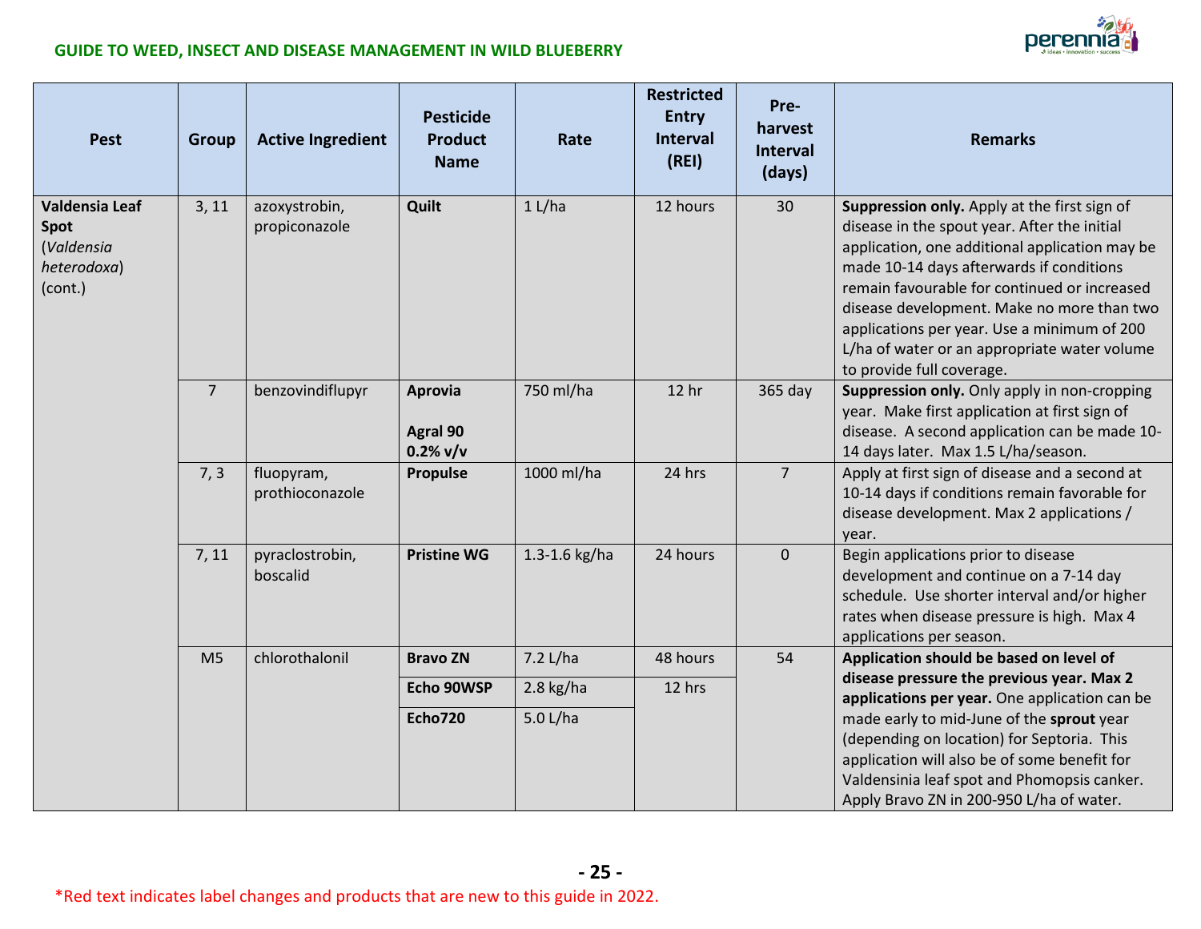| Pest | Group | Active Ingredient | Pesticide Product Name | Rate | Restricted Entry Interval (REI) | Pre-harvest Interval (days) | Remarks |
|---|---|---|---|---|---|---|---|
| **Valdensia Leaf Spot** (*Valdensia heterodoxa*) (cont.) | 3, 11 | azoxystrobin, propiconazole | **Quilt** | 1 L/ha | 12 hours | 30 | **Suppression only.** Apply at the first sign of disease in the spout year. After the initial application, one additional application may be made 10-14 days afterwards if conditions remain favourable for continued or increased disease development. Make no more than two applications per year. Use a minimum of 200 L/ha of water or an appropriate water volume to provide full coverage. |
| | 7 | benzovindiflupyr | **Aprovia**<br><br>**Agral 90 0.2% v/v** | 750 ml/ha | 12 hr | 365 day | **Suppression only.** Only apply in non-cropping year. Make first application at first sign of disease. A second application can be made 10-14 days later. Max 1.5 L/ha/season. |
| | 7, 3 | fluopyram, prothioconazole | **Propulse** | 1000 ml/ha | 24 hrs | 7 | Apply at first sign of disease and a second at 10-14 days if conditions remain favorable for disease development. Max 2 applications / year. |
| | 7, 11 | pyraclostrobin, boscalid | **Pristine WG** | 1.3-1.6 kg/ha | 24 hours | 0 | Begin applications prior to disease development and continue on a 7-14 day schedule. Use shorter interval and/or higher rates when disease pressure is high. Max 4 applications per season. |
| | M5 | chlorothalonil | **Bravo ZN** | 7.2 L/ha | 48 hours | 54 | **Application should be based on level of disease pressure the previous year. Max 2 applications per year.** One application can be made early to mid-June of the **sprout** year (depending on location) for Septoria. This application will also be of some benefit for Valdensinia leaf spot and Phomopsis canker. Apply Bravo ZN in 200-950 L/ha of water. |
| | | | **Echo 90WSP** | 2.8 kg/ha | 12 hrs | | |
| | | | **Echo720** | 5.0 L/ha | | | |

*Red text indicates label changes and products that are new to this guide in 2022.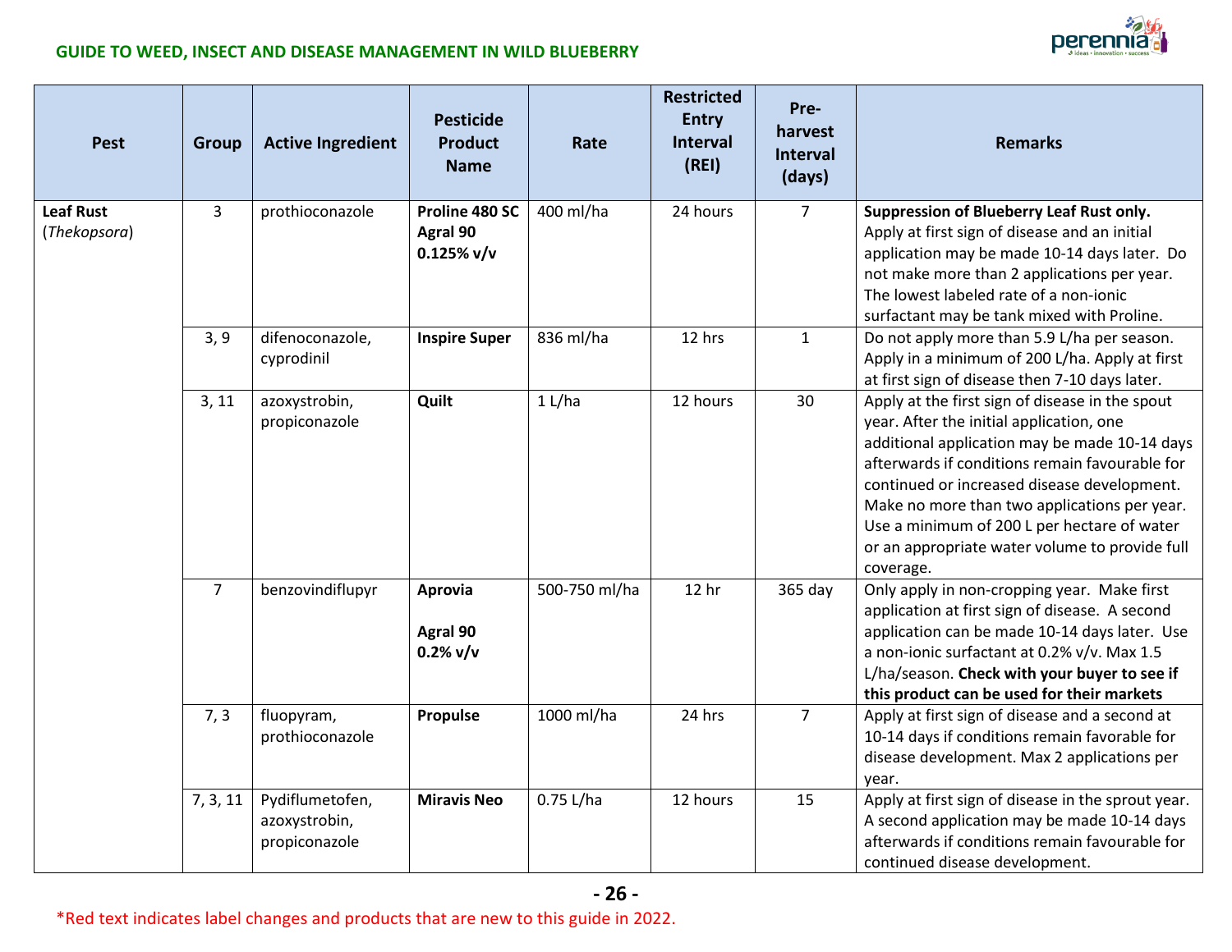| Pest | Group | Active Ingredient | Pesticide Product Name | Rate | Restricted Entry Interval (REI) | Pre-harvest Interval (days) | Remarks |
|---|---|---|---|---|---|---|---|
| **Leaf Rust** (*Thekopsora*) | 3 | prothioconazole | **Proline 480 SC** **Agral 90** **0.125% v/v** | 400 ml/ha | 24 hours | 7 | **Suppression of Blueberry Leaf Rust only.** Apply at first sign of disease and an initial application may be made 10-14 days later. Do not make more than 2 applications per year. The lowest labeled rate of a non-ionic surfactant may be tank mixed with Proline. |
| | 3, 9 | difenoconazole, cyprodinil | **Inspire Super** | 836 ml/ha | 12 hrs | 1 | Do not apply more than 5.9 L/ha per season. Apply in a minimum of 200 L/ha. Apply at first at first sign of disease then 7-10 days later. |
| | 3, 11 | azoxystrobin, propiconazole | **Quilt** | 1 L/ha | 12 hours | 30 | Apply at the first sign of disease in the spout year. After the initial application, one additional application may be made 10-14 days afterwards if conditions remain favourable for continued or increased disease development. Make no more than two applications per year. Use a minimum of 200 L per hectare of water or an appropriate water volume to provide full coverage. |
| | 7 | benzovindiflupyr | **Aprovia** **Agral 90** **0.2% v/v** | 500-750 ml/ha | 12 hr | 365 day | Only apply in non-cropping year. Make first application at first sign of disease. A second application can be made 10-14 days later. Use a non-ionic surfactant at 0.2% v/v. Max 1.5 L/ha/season. **Check with your buyer to see if this product can be used for their markets** |
| | 7, 3 | fluopyram, prothioconazole | **Propulse** | 1000 ml/ha | 24 hrs | 7 | Apply at first sign of disease and a second at 10-14 days if conditions remain favorable for disease development. Max 2 applications per year. |
| | 7, 3, 11 | Pydiflumetofen, azoxystrobin, propiconazole | **Miravis Neo** | 0.75 L/ha | 12 hours | 15 | Apply at first sign of disease in the sprout year. A second application may be made 10-14 days afterwards if conditions remain favourable for continued disease development. |

*Red text indicates label changes and products that are new to this guide in 2022.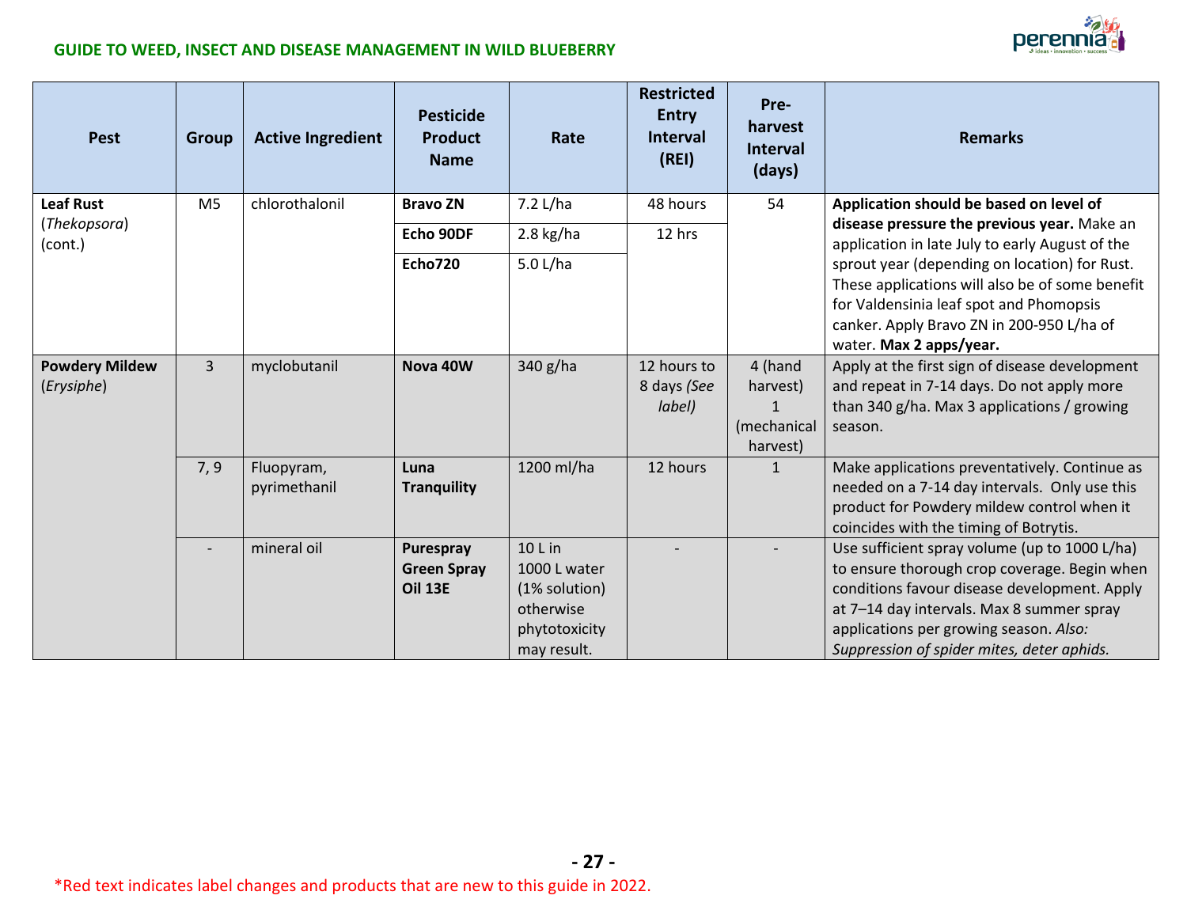| Pest | Group | Active Ingredient | Pesticide Product Name | Rate | Restricted Entry Interval (REI) | Pre-harvest Interval (days) | Remarks |
|---|---|---|---|---|---|---|---|
| **Leaf Rust** (*Thekopsora*) (cont.) | M5 | chlorothalonil | **Bravo ZN** | 7.2 L/ha | 48 hours | 54 | **Application should be based on level of disease pressure the previous year.** Make an application in late July to early August of the sprout year (depending on location) for Rust. These applications will also be of some benefit for Valdensinia leaf spot and Phomopsis canker. Apply Bravo ZN in 200-950 L/ha of water. **Max 2 apps/year.** |
| | | | **Echo 90DF** | 2.8 kg/ha | 12 hrs | | |
| | | | **Echo720** | 5.0 L/ha | | | |
| **Powdery Mildew** (*Erysiphe*) | 3 | myclobutanil | **Nova 40W** | 340 g/ha | 12 hours to 8 days *(See label)* | 4 (hand harvest) 1 (mechanical harvest) | Apply at the first sign of disease development and repeat in 7-14 days. Do not apply more than 340 g/ha. Max 3 applications / growing season. |
| | 7, 9 | Fluopyram, pyrimethanil | **Luna Tranquility** | 1200 ml/ha | 12 hours | 1 | Make applications preventatively. Continue as needed on a 7-14 day intervals. Only use this product for Powdery mildew control when it coincides with the timing of Botrytis. |
| | - | mineral oil | **Purespray Green Spray Oil 13E** | 10 L in 1000 L water (1% solution) otherwise phytotoxicity may result. | - | - | Use sufficient spray volume (up to 1000 L/ha) to ensure thorough crop coverage. Begin when conditions favour disease development. Apply at 7–14 day intervals. Max 8 summer spray applications per growing season. *Also: Suppression of spider mites, deter aphids.* |

*Red text indicates label changes and products that are new to this guide in 2022.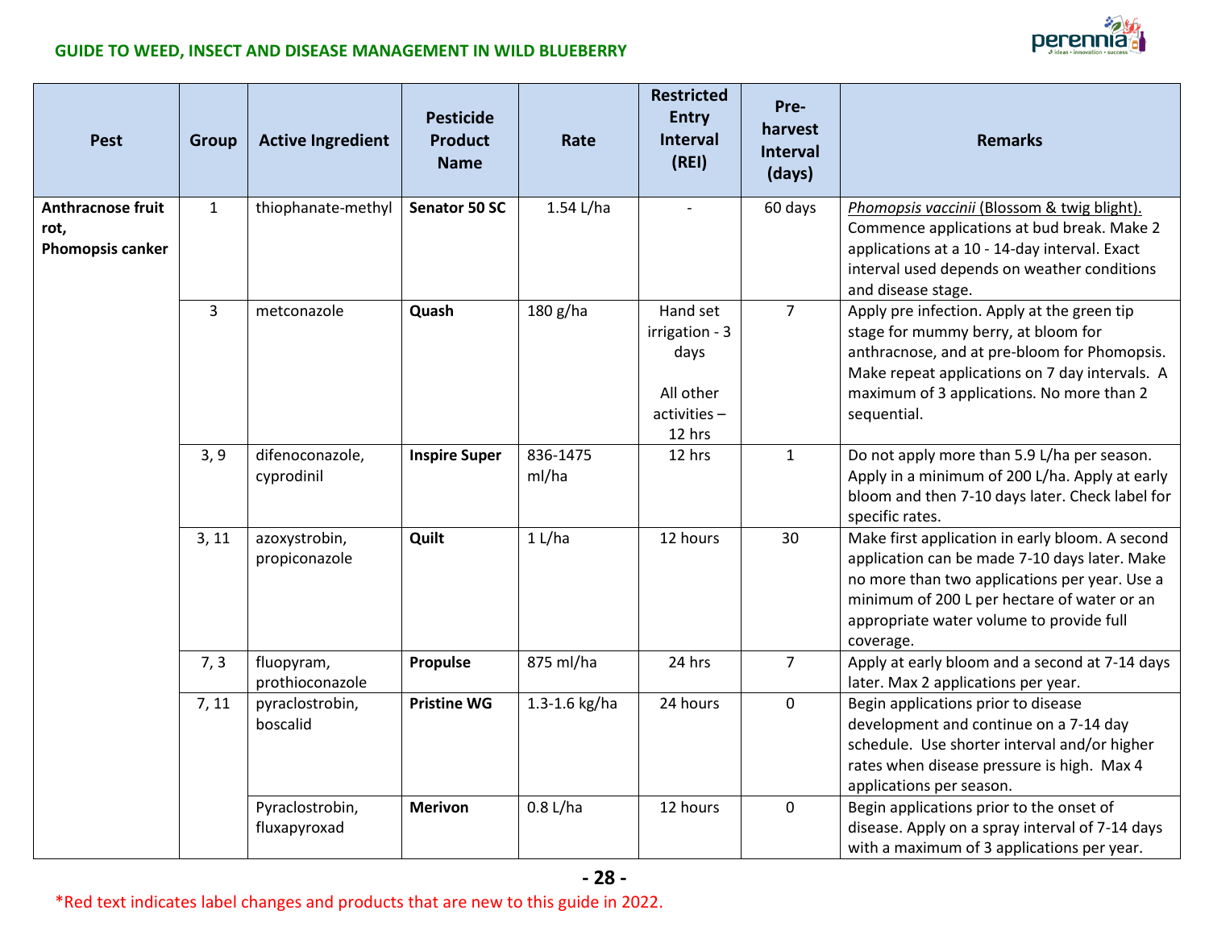| Pest | Group | Active Ingredient | Pesticide Product Name | Rate | Restricted Entry Interval (REI) | Pre-harvest Interval (days) | Remarks |
|---|---|---|---|---|---|---|---|
| **Anthracnose fruit rot, Phomopsis canker** | 1 | thiophanate-methyl | **Senator 50 SC** | 1.54 L/ha | - | 60 days | *Phomopsis vaccinii* (Blossom & twig blight). Commence applications at bud break. Make 2 applications at a 10 - 14-day interval. Exact interval used depends on weather conditions and disease stage. |
| | 3 | metconazole | **Quash** | 180 g/ha | Hand set irrigation - 3 days<br><br>All other activities – 12 hrs | 7 | Apply pre infection. Apply at the green tip stage for mummy berry, at bloom for anthracnose, and at pre-bloom for Phomopsis. Make repeat applications on 7 day intervals. A maximum of 3 applications. No more than 2 sequential. |
| | 3, 9 | difenoconazole, cyprodinil | **Inspire Super** | 836-1475 ml/ha | 12 hrs | 1 | Do not apply more than 5.9 L/ha per season. Apply in a minimum of 200 L/ha. Apply at early bloom and then 7-10 days later. Check label for specific rates. |
| | 3, 11 | azoxystrobin, propiconazole | **Quilt** | 1 L/ha | 12 hours | 30 | Make first application in early bloom. A second application can be made 7-10 days later. Make no more than two applications per year. Use a minimum of 200 L per hectare of water or an appropriate water volume to provide full coverage. |
| | 7, 3 | fluopyram, prothioconazole | **Propulse** | 875 ml/ha | 24 hrs | 7 | Apply at early bloom and a second at 7-14 days later. Max 2 applications per year. |
| | 7, 11 | pyraclostrobin, boscalid | **Pristine WG** | 1.3-1.6 kg/ha | 24 hours | 0 | Begin applications prior to disease development and continue on a 7-14 day schedule. Use shorter interval and/or higher rates when disease pressure is high. Max 4 applications per season. |
| | | Pyraclostrobin, fluxapyroxad | **Merivon** | 0.8 L/ha | 12 hours | 0 | Begin applications prior to the onset of disease. Apply on a spray interval of 7-14 days with a maximum of 3 applications per year. |

*Red text indicates label changes and products that are new to this guide in 2022.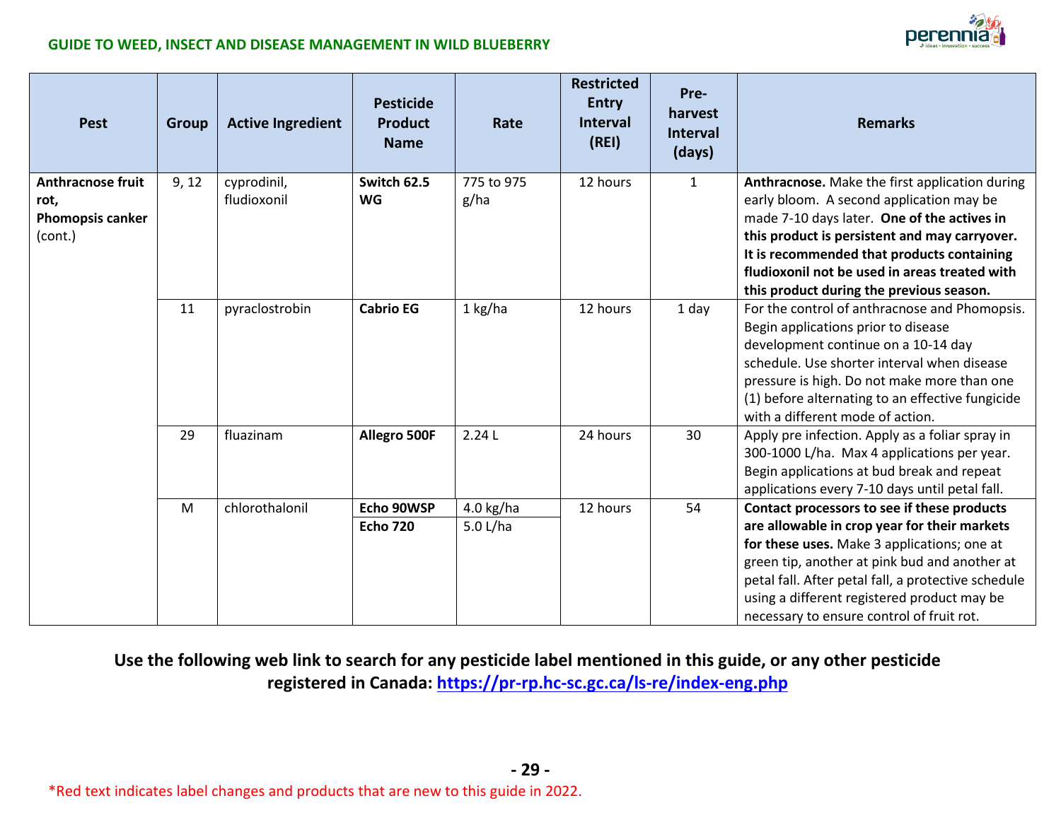| Pest | Group | Active Ingredient | Pesticide Product Name | Rate | Restricted Entry Interval (REI) | Pre-harvest Interval (days) | Remarks |
|---|---|---|---|---|---|---|---|
| **Anthracnose fruit rot, Phomopsis canker** (cont.) | 9, 12 | cyprodinil, fludioxonil | **Switch 62.5 WG** | 775 to 975 g/ha | 12 hours | 1 | **Anthracnose.** Make the first application during early bloom. A second application may be made 7-10 days later. **One of the actives in this product is persistent and may carryover. It is recommended that products containing fludioxonil not be used in areas treated with this product during the previous season.** |
| | 11 | pyraclostrobin | **Cabrio EG** | 1 kg/ha | 12 hours | 1 day | For the control of anthracnose and Phomopsis. Begin applications prior to disease development continue on a 10-14 day schedule. Use shorter interval when disease pressure is high. Do not make more than one (1) before alternating to an effective fungicide with a different mode of action. |
| | 29 | fluazinam | **Allegro 500F** | 2.24 L | 24 hours | 30 | Apply pre infection. Apply as a foliar spray in 300-1000 L/ha. Max 4 applications per year. Begin applications at bud break and repeat applications every 7-10 days until petal fall. |
| | M | chlorothalonil | **Echo 90WSP**<br>**Echo 720** | 4.0 kg/ha<br>5.0 L/ha | 12 hours | 54 | **Contact processors to see if these products are allowable in crop year for their markets for these uses.** Make 3 applications; one at green tip, another at pink bud and another at petal fall. After petal fall, a protective schedule using a different registered product may be necessary to ensure control of fruit rot. |

**Use the following web link to search for any pesticide label mentioned in this guide, or any other pesticide registered in Canada: https://pr-rp.hc-sc.gc.ca/ls-re/index-eng.php**

*Red text indicates label changes and products that are new to this guide in 2022.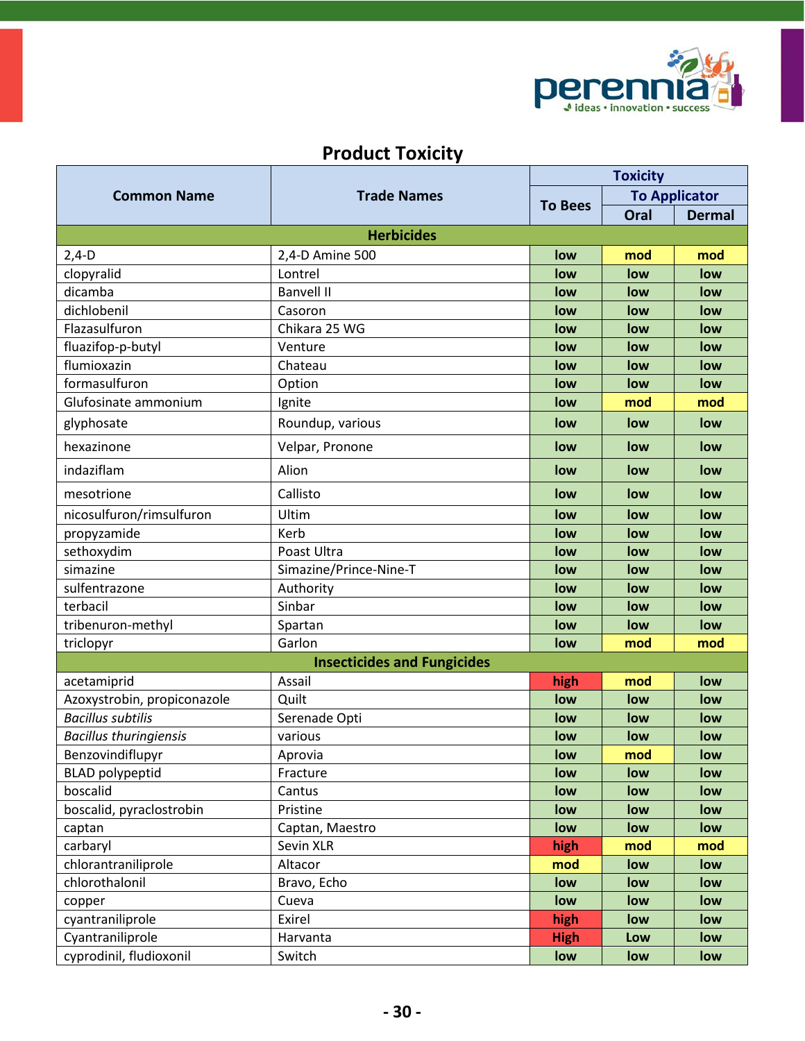## Product Toxicity

| Common Name | Trade Names | Toxicity | | |
|---|---|---|---|---|
| | | To Bees | To Applicator | |
| | | | Oral | Dermal |
| **Herbicides** | | | | |
| 2,4-D | 2,4-D Amine 500 | low | mod | mod |
| clopyralid | Lontrel | low | low | low |
| dicamba | Banvell II | low | low | low |
| dichlobenil | Casoron | low | low | low |
| Flazasulfuron | Chikara 25 WG | low | low | low |
| fluazifop-p-butyl | Venture | low | low | low |
| flumioxazin | Chateau | low | low | low |
| formasulfuron | Option | low | low | low |
| Glufosinate ammonium | Ignite | low | mod | mod |
| glyphosate | Roundup, various | low | low | low |
| hexazinone | Velpar, Pronone | low | low | low |
| indaziflam | Alion | low | low | low |
| mesotrione | Callisto | low | low | low |
| nicosulfuron/rimsulfuron | Ultim | low | low | low |
| propyzamide | Kerb | low | low | low |
| sethoxydim | Poast Ultra | low | low | low |
| simazine | Simazine/Prince-Nine-T | low | low | low |
| sulfentrazone | Authority | low | low | low |
| terbacil | Sinbar | low | low | low |
| tribenuron-methyl | Spartan | low | low | low |
| triclopyr | Garlon | low | mod | mod |
| **Insecticides and Fungicides** | | | | |
| acetamiprid | Assail | high | mod | low |
| Azoxystrobin, propiconazole | Quilt | low | low | low |
| *Bacillus subtilis* | Serenade Opti | low | low | low |
| *Bacillus thuringiensis* | various | low | low | low |
| Benzovindiflupyr | Aprovia | low | mod | low |
| BLAD polypeptid | Fracture | low | low | low |
| boscalid | Cantus | low | low | low |
| boscalid, pyraclostrobin | Pristine | low | low | low |
| captan | Captan, Maestro | low | low | low |
| carbaryl | Sevin XLR | high | mod | mod |
| chlorantraniliprole | Altacor | mod | low | low |
| chlorothalonil | Bravo, Echo | low | low | low |
| copper | Cueva | low | low | low |
| cyantraniliprole | Exirel | high | low | low |
| Cyantraniliprole | Harvanta | High | Low | low |
| cyprodinil, fludioxonil | Switch | low | low | low |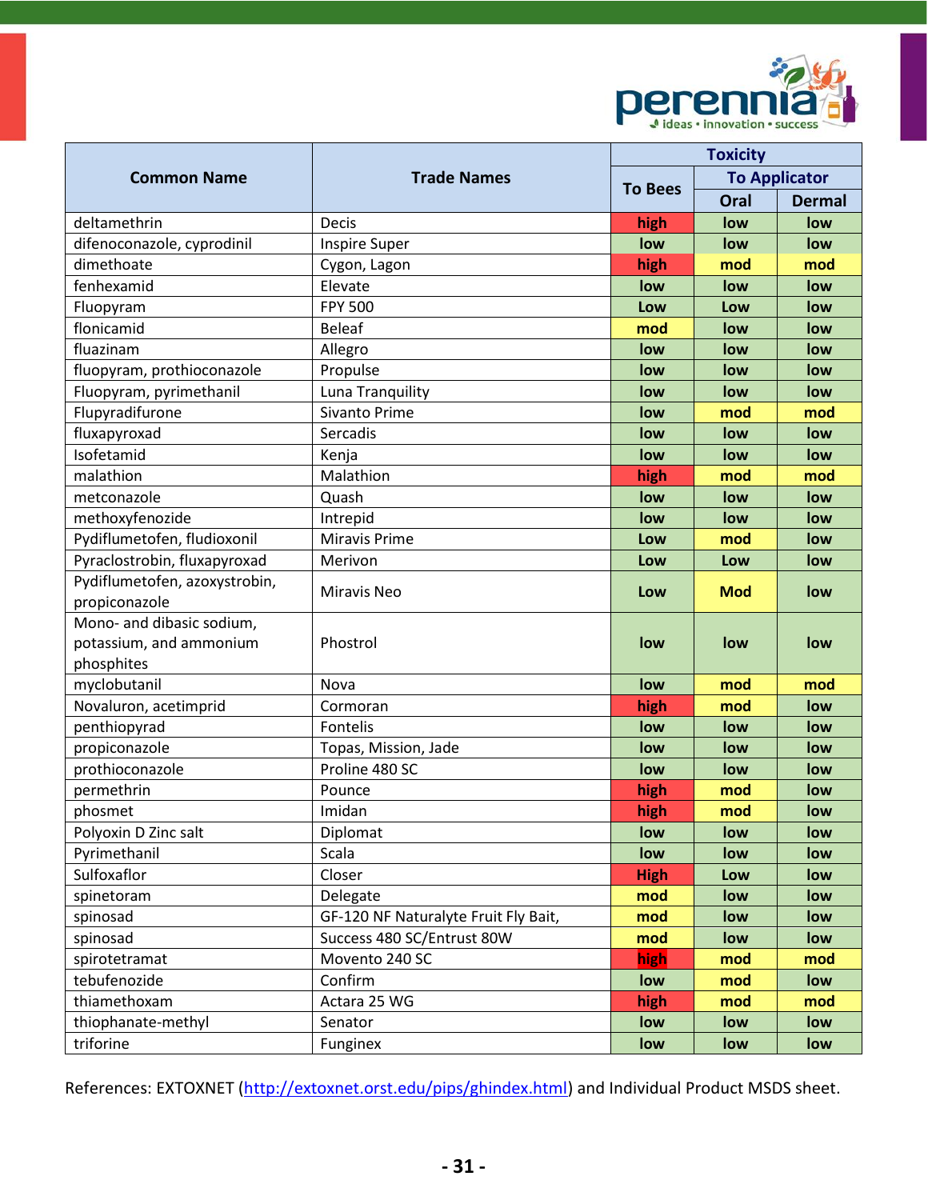| Common Name | Trade Names | Toxicity | | |
|---|---|---|---|---|
| | | To Bees | To Applicator | |
| | | | Oral | Dermal |
| deltamethrin | Decis | high | low | low |
| difenoconazole, cyprodinil | Inspire Super | low | low | low |
| dimethoate | Cygon, Lagon | high | mod | mod |
| fenhexamid | Elevate | low | low | low |
| Fluopyram | FPY 500 | Low | Low | low |
| flonicamid | Beleaf | mod | low | low |
| fluazinam | Allegro | low | low | low |
| fluopyram, prothioconazole | Propulse | low | low | low |
| Fluopyram, pyrimethanil | Luna Tranquility | low | low | low |
| Flupyradifurone | Sivanto Prime | low | mod | mod |
| fluxapyroxad | Sercadis | low | low | low |
| Isofetamid | Kenja | low | low | low |
| malathion | Malathion | high | mod | mod |
| metconazole | Quash | low | low | low |
| methoxyfenozide | Intrepid | low | low | low |
| Pydiflumetofen, fludioxonil | Miravis Prime | Low | mod | low |
| Pyraclostrobin, fluxapyroxad | Merivon | Low | Low | low |
| Pydiflumetofen, azoxystrobin, propiconazole | Miravis Neo | Low | Mod | low |
| Mono- and dibasic sodium, potassium, and ammonium phosphites | Phostrol | low | low | low |
| myclobutanil | Nova | low | mod | mod |
| Novaluron, acetimprid | Cormoran | high | mod | low |
| penthiopyrad | Fontelis | low | low | low |
| propiconazole | Topas, Mission, Jade | low | low | low |
| prothioconazole | Proline 480 SC | low | low | low |
| permethrin | Pounce | high | mod | low |
| phosmet | Imidan | high | mod | low |
| Polyoxin D Zinc salt | Diplomat | low | low | low |
| Pyrimethanil | Scala | low | low | low |
| Sulfoxaflor | Closer | High | Low | low |
| spinetoram | Delegate | mod | low | low |
| spinosad | GF-120 NF Naturalyte Fruit Fly Bait, | mod | low | low |
| spinosad | Success 480 SC/Entrust 80W | mod | low | low |
| spirotetramat | Movento 240 SC | high | mod | mod |
| tebufenozide | Confirm | low | mod | low |
| thiamethoxam | Actara 25 WG | high | mod | mod |
| thiophanate-methyl | Senator | low | low | low |
| triforine | Funginex | low | low | low |

References: EXTOXNET (http://extoxnet.orst.edu/pips/ghindex.html) and Individual Product MSDS sheet.